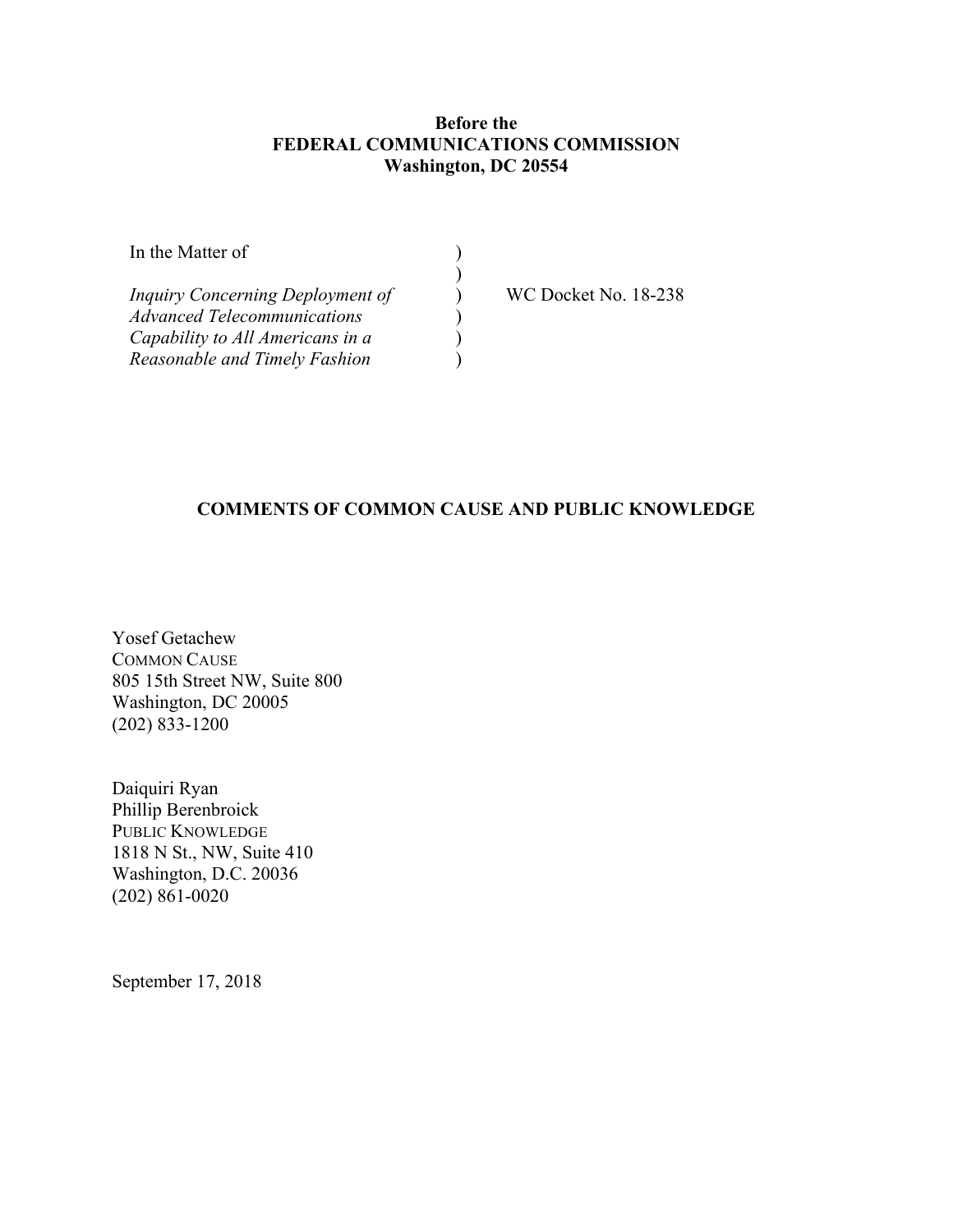**Before the**
**FEDERAL COMMUNICATIONS COMMISSION**
**Washington, DC 20554**

In the Matter of )
)
*Inquiry Concerning Deployment of* ) WC Docket No. 18-238
*Advanced Telecommunications* )
*Capability to All Americans in a* )
*Reasonable and Timely Fashion* )

**COMMENTS OF COMMON CAUSE AND PUBLIC KNOWLEDGE**

Yosef Getachew
COMMON CAUSE
805 15th Street NW, Suite 800
Washington, DC 20005
(202) 833-1200

Daiquiri Ryan
Phillip Berenbroick
PUBLIC KNOWLEDGE
1818 N St., NW, Suite 410
Washington, D.C. 20036
(202) 861-0020

September 17, 2018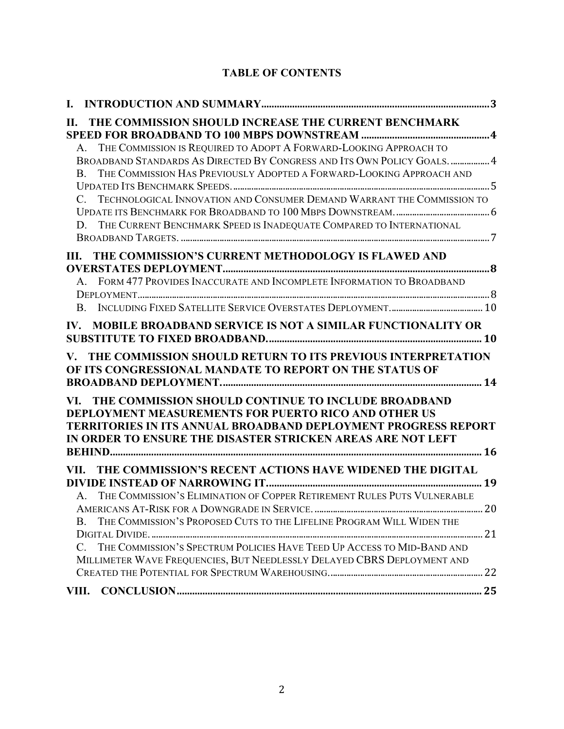## TABLE OF CONTENTS

**I. INTRODUCTION AND SUMMARY** .......... 3

**II. THE COMMISSION SHOULD INCREASE THE CURRENT BENCHMARK SPEED FOR BROADBAND TO 100 MBPS DOWNSTREAM** .......... 4

A. The Commission is Required to Adopt A Forward-Looking Approach to Broadband Standards As Directed By Congress and Its Own Policy Goals. .......... 4

B. The Commission Has Previously Adopted a Forward-Looking Approach and Updated Its Benchmark Speeds. .......... 5

C. Technological Innovation and Consumer Demand Warrant the Commission to Update its Benchmark for Broadband to 100 Mbps Downstream. .......... 6

D. The Current Benchmark Speed is Inadequate Compared to International Broadband Targets. .......... 7

**III. THE COMMISSION'S CURRENT METHODOLOGY IS FLAWED AND OVERSTATES DEPLOYMENT** .......... 8

A. Form 477 Provides Inaccurate and Incomplete Information to Broadband Deployment .......... 8

B. Including Fixed Satellite Service Overstates Deployment. .......... 10

**IV. MOBILE BROADBAND SERVICE IS NOT A SIMILAR FUNCTIONALITY OR SUBSTITUTE TO FIXED BROADBAND.** .......... 10

**V. THE COMMISSION SHOULD RETURN TO ITS PREVIOUS INTERPRETATION OF ITS CONGRESSIONAL MANDATE TO REPORT ON THE STATUS OF BROADBAND DEPLOYMENT.** .......... 14

**VI. THE COMMISSION SHOULD CONTINUE TO INCLUDE BROADBAND DEPLOYMENT MEASUREMENTS FOR PUERTO RICO AND OTHER US TERRITORIES IN ITS ANNUAL BROADBAND DEPLOYMENT PROGRESS REPORT IN ORDER TO ENSURE THE DISASTER STRICKEN AREAS ARE NOT LEFT BEHIND.** .......... 16

**VII. THE COMMISSION'S RECENT ACTIONS HAVE WIDENED THE DIGITAL DIVIDE INSTEAD OF NARROWING IT.** .......... 19

A. The Commission's Elimination of Copper Retirement Rules Puts Vulnerable Americans At-Risk for a Downgrade in Service. .......... 20

B. The Commission's Proposed Cuts to the Lifeline Program Will Widen the Digital Divide. .......... 21

C. The Commission's Spectrum Policies Have Teed Up Access to Mid-Band and Millimeter Wave Frequencies, But Needlessly Delayed CBRS Deployment and Created the Potential for Spectrum Warehousing. .......... 22

**VIII. CONCLUSION** .......... 25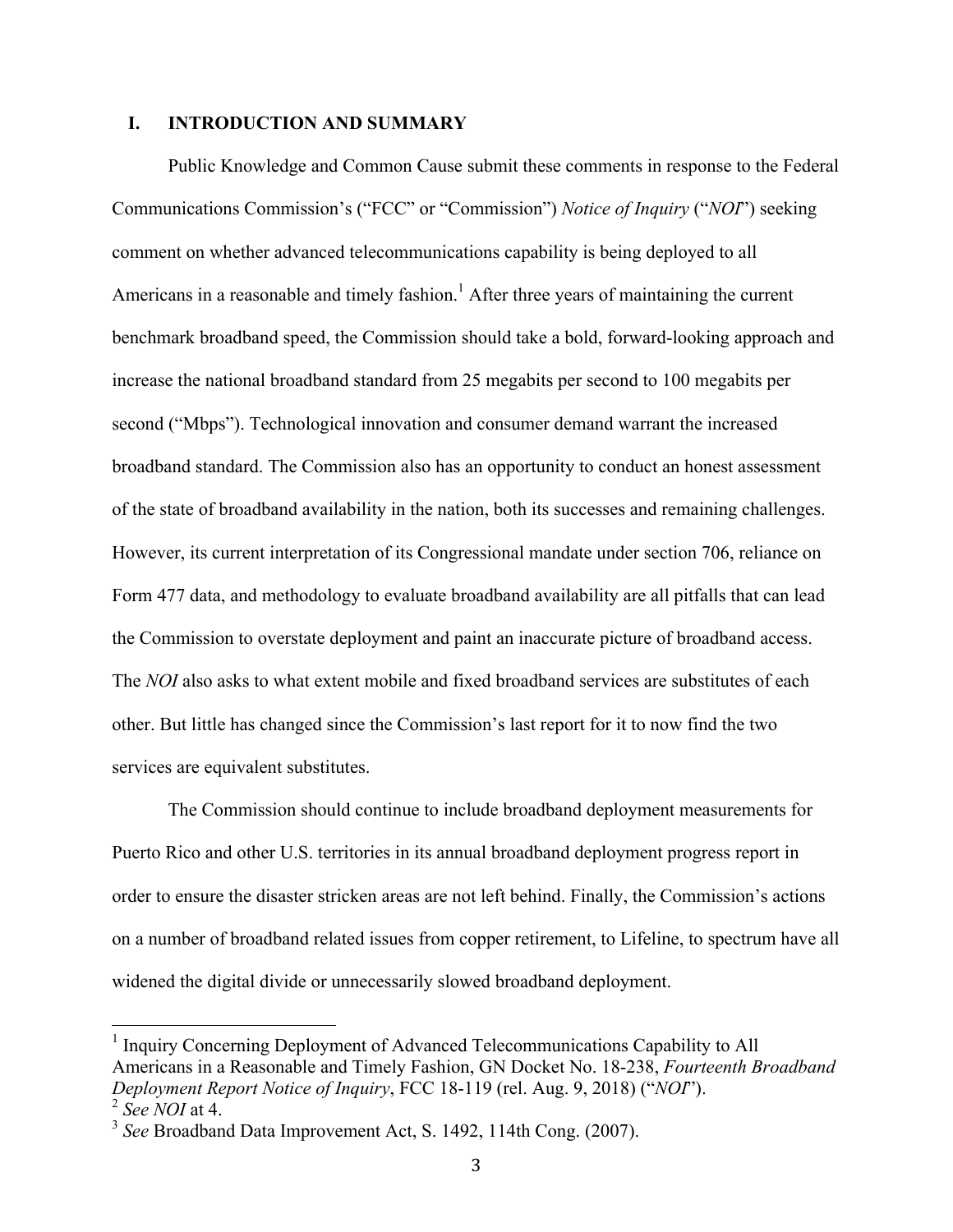## I. INTRODUCTION AND SUMMARY

Public Knowledge and Common Cause submit these comments in response to the Federal Communications Commission's ("FCC" or "Commission") *Notice of Inquiry* ("*NOI*") seeking comment on whether advanced telecommunications capability is being deployed to all Americans in a reasonable and timely fashion.[1] After three years of maintaining the current benchmark broadband speed, the Commission should take a bold, forward-looking approach and increase the national broadband standard from 25 megabits per second to 100 megabits per second ("Mbps"). Technological innovation and consumer demand warrant the increased broadband standard. The Commission also has an opportunity to conduct an honest assessment of the state of broadband availability in the nation, both its successes and remaining challenges. However, its current interpretation of its Congressional mandate under section 706, reliance on Form 477 data, and methodology to evaluate broadband availability are all pitfalls that can lead the Commission to overstate deployment and paint an inaccurate picture of broadband access. The *NOI* also asks to what extent mobile and fixed broadband services are substitutes of each other. But little has changed since the Commission's last report for it to now find the two services are equivalent substitutes.

The Commission should continue to include broadband deployment measurements for Puerto Rico and other U.S. territories in its annual broadband deployment progress report in order to ensure the disaster stricken areas are not left behind. Finally, the Commission's actions on a number of broadband related issues from copper retirement, to Lifeline, to spectrum have all widened the digital divide or unnecessarily slowed broadband deployment.

---

[1] Inquiry Concerning Deployment of Advanced Telecommunications Capability to All Americans in a Reasonable and Timely Fashion, GN Docket No. 18-238, *Fourteenth Broadband Deployment Report Notice of Inquiry*, FCC 18-119 (rel. Aug. 9, 2018) ("*NOI*").

[2] *See NOI* at 4.

[3] *See* Broadband Data Improvement Act, S. 1492, 114th Cong. (2007).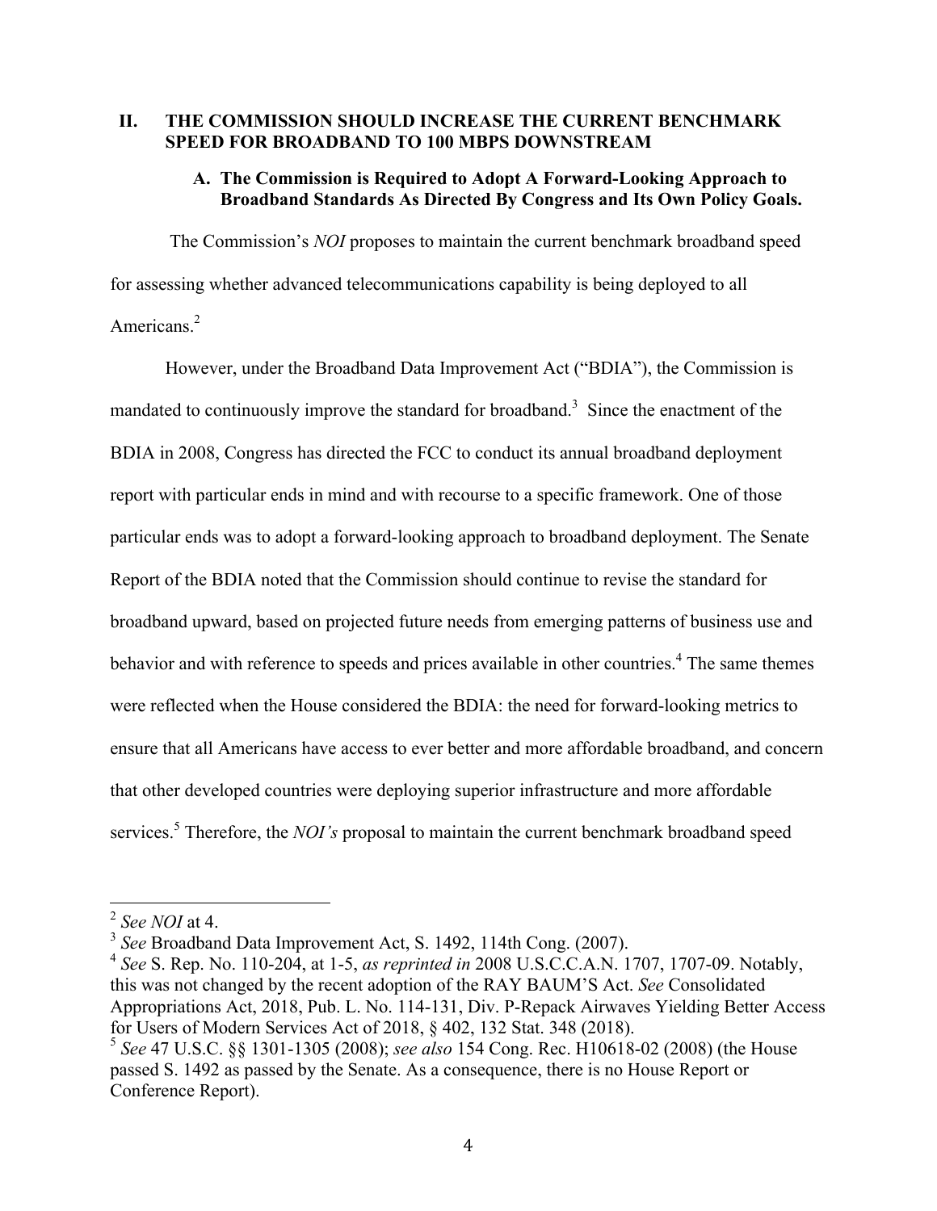## II. THE COMMISSION SHOULD INCREASE THE CURRENT BENCHMARK SPEED FOR BROADBAND TO 100 MBPS DOWNSTREAM

### A. The Commission is Required to Adopt A Forward-Looking Approach to Broadband Standards As Directed By Congress and Its Own Policy Goals.

The Commission's *NOI* proposes to maintain the current benchmark broadband speed for assessing whether advanced telecommunications capability is being deployed to all Americans.[2]

However, under the Broadband Data Improvement Act ("BDIA"), the Commission is mandated to continuously improve the standard for broadband.[3] Since the enactment of the BDIA in 2008, Congress has directed the FCC to conduct its annual broadband deployment report with particular ends in mind and with recourse to a specific framework. One of those particular ends was to adopt a forward-looking approach to broadband deployment. The Senate Report of the BDIA noted that the Commission should continue to revise the standard for broadband upward, based on projected future needs from emerging patterns of business use and behavior and with reference to speeds and prices available in other countries.[4] The same themes were reflected when the House considered the BDIA: the need for forward-looking metrics to ensure that all Americans have access to ever better and more affordable broadband, and concern that other developed countries were deploying superior infrastructure and more affordable services.[5] Therefore, the *NOI's* proposal to maintain the current benchmark broadband speed

---

[2] *See NOI* at 4.

[3] *See* Broadband Data Improvement Act, S. 1492, 114th Cong. (2007).

[4] *See* S. Rep. No. 110-204, at 1-5, *as reprinted in* 2008 U.S.C.C.A.N. 1707, 1707-09. Notably, this was not changed by the recent adoption of the RAY BAUM'S Act. *See* Consolidated Appropriations Act, 2018, Pub. L. No. 114-131, Div. P-Repack Airwaves Yielding Better Access for Users of Modern Services Act of 2018, § 402, 132 Stat. 348 (2018).

[5] *See* 47 U.S.C. §§ 1301-1305 (2008); *see also* 154 Cong. Rec. H10618-02 (2008) (the House passed S. 1492 as passed by the Senate. As a consequence, there is no House Report or Conference Report).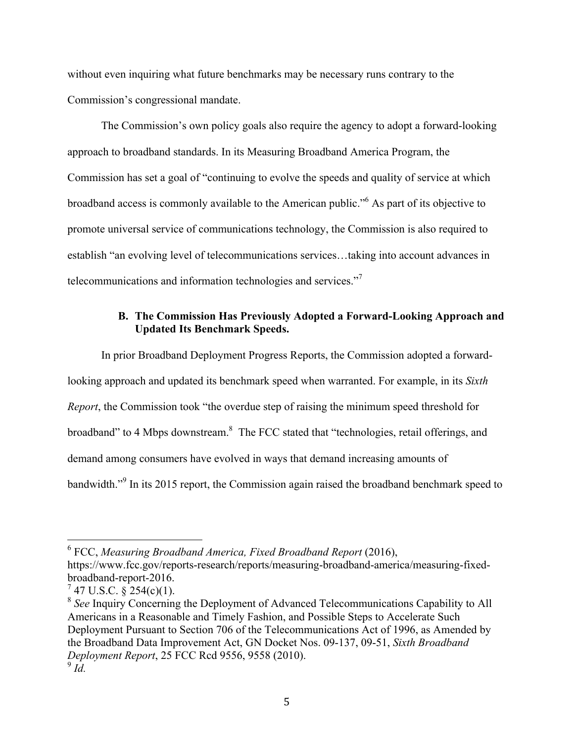without even inquiring what future benchmarks may be necessary runs contrary to the Commission's congressional mandate.

The Commission's own policy goals also require the agency to adopt a forward-looking approach to broadband standards. In its Measuring Broadband America Program, the Commission has set a goal of "continuing to evolve the speeds and quality of service at which broadband access is commonly available to the American public."[6] As part of its objective to promote universal service of communications technology, the Commission is also required to establish "an evolving level of telecommunications services…taking into account advances in telecommunications and information technologies and services."[7]

### B. The Commission Has Previously Adopted a Forward-Looking Approach and Updated Its Benchmark Speeds.

In prior Broadband Deployment Progress Reports, the Commission adopted a forward-looking approach and updated its benchmark speed when warranted. For example, in its *Sixth Report*, the Commission took "the overdue step of raising the minimum speed threshold for broadband" to 4 Mbps downstream.[8] The FCC stated that "technologies, retail offerings, and demand among consumers have evolved in ways that demand increasing amounts of bandwidth."[9] In its 2015 report, the Commission again raised the broadband benchmark speed to

---

[6] FCC, *Measuring Broadband America, Fixed Broadband Report* (2016), https://www.fcc.gov/reports-research/reports/measuring-broadband-america/measuring-fixed-broadband-report-2016.

[7] 47 U.S.C. § 254(c)(1).

[8] *See* Inquiry Concerning the Deployment of Advanced Telecommunications Capability to All Americans in a Reasonable and Timely Fashion, and Possible Steps to Accelerate Such Deployment Pursuant to Section 706 of the Telecommunications Act of 1996, as Amended by the Broadband Data Improvement Act, GN Docket Nos. 09-137, 09-51, *Sixth Broadband Deployment Report*, 25 FCC Rcd 9556, 9558 (2010).

[9] *Id.*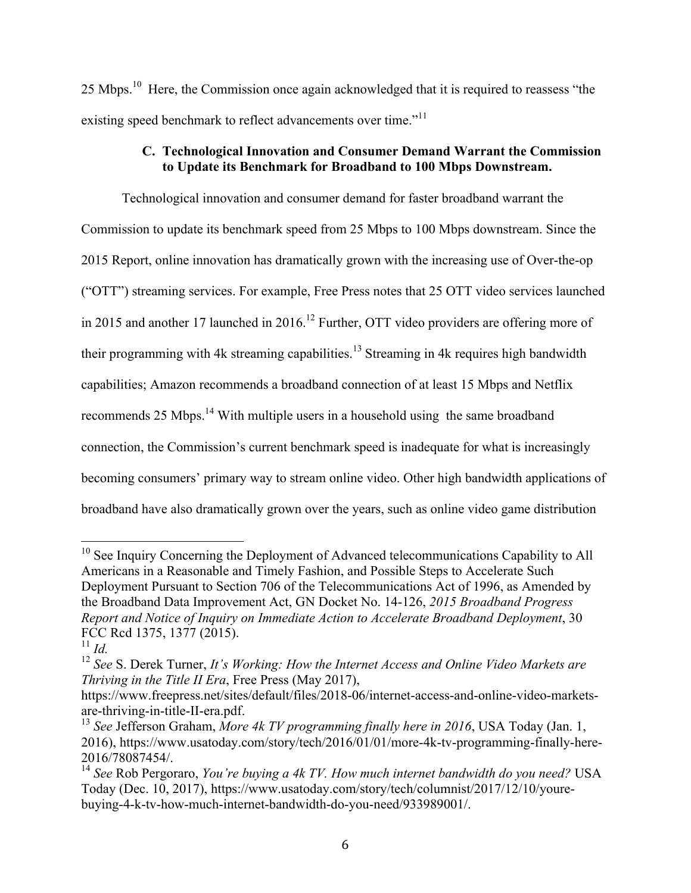25 Mbps.[10] Here, the Commission once again acknowledged that it is required to reassess "the existing speed benchmark to reflect advancements over time."[11]

### C. Technological Innovation and Consumer Demand Warrant the Commission to Update its Benchmark for Broadband to 100 Mbps Downstream.

Technological innovation and consumer demand for faster broadband warrant the Commission to update its benchmark speed from 25 Mbps to 100 Mbps downstream. Since the 2015 Report, online innovation has dramatically grown with the increasing use of Over-the-op ("OTT") streaming services. For example, Free Press notes that 25 OTT video services launched in 2015 and another 17 launched in 2016.[12] Further, OTT video providers are offering more of their programming with 4k streaming capabilities.[13] Streaming in 4k requires high bandwidth capabilities; Amazon recommends a broadband connection of at least 15 Mbps and Netflix recommends 25 Mbps.[14] With multiple users in a household using the same broadband connection, the Commission's current benchmark speed is inadequate for what is increasingly becoming consumers' primary way to stream online video. Other high bandwidth applications of broadband have also dramatically grown over the years, such as online video game distribution

---

[10] See Inquiry Concerning the Deployment of Advanced telecommunications Capability to All Americans in a Reasonable and Timely Fashion, and Possible Steps to Accelerate Such Deployment Pursuant to Section 706 of the Telecommunications Act of 1996, as Amended by the Broadband Data Improvement Act, GN Docket No. 14-126, *2015 Broadband Progress Report and Notice of Inquiry on Immediate Action to Accelerate Broadband Deployment*, 30 FCC Rcd 1375, 1377 (2015).

[11] *Id.*

[12] *See* S. Derek Turner, *It's Working: How the Internet Access and Online Video Markets are Thriving in the Title II Era*, Free Press (May 2017), https://www.freepress.net/sites/default/files/2018-06/internet-access-and-online-video-markets-are-thriving-in-title-II-era.pdf.

[13] *See* Jefferson Graham, *More 4k TV programming finally here in 2016*, USA Today (Jan. 1, 2016), https://www.usatoday.com/story/tech/2016/01/01/more-4k-tv-programming-finally-here-2016/78087454/.

[14] *See* Rob Pergoraro, *You're buying a 4k TV. How much internet bandwidth do you need?* USA Today (Dec. 10, 2017), https://www.usatoday.com/story/tech/columnist/2017/12/10/youre-buying-4-k-tv-how-much-internet-bandwidth-do-you-need/933989001/.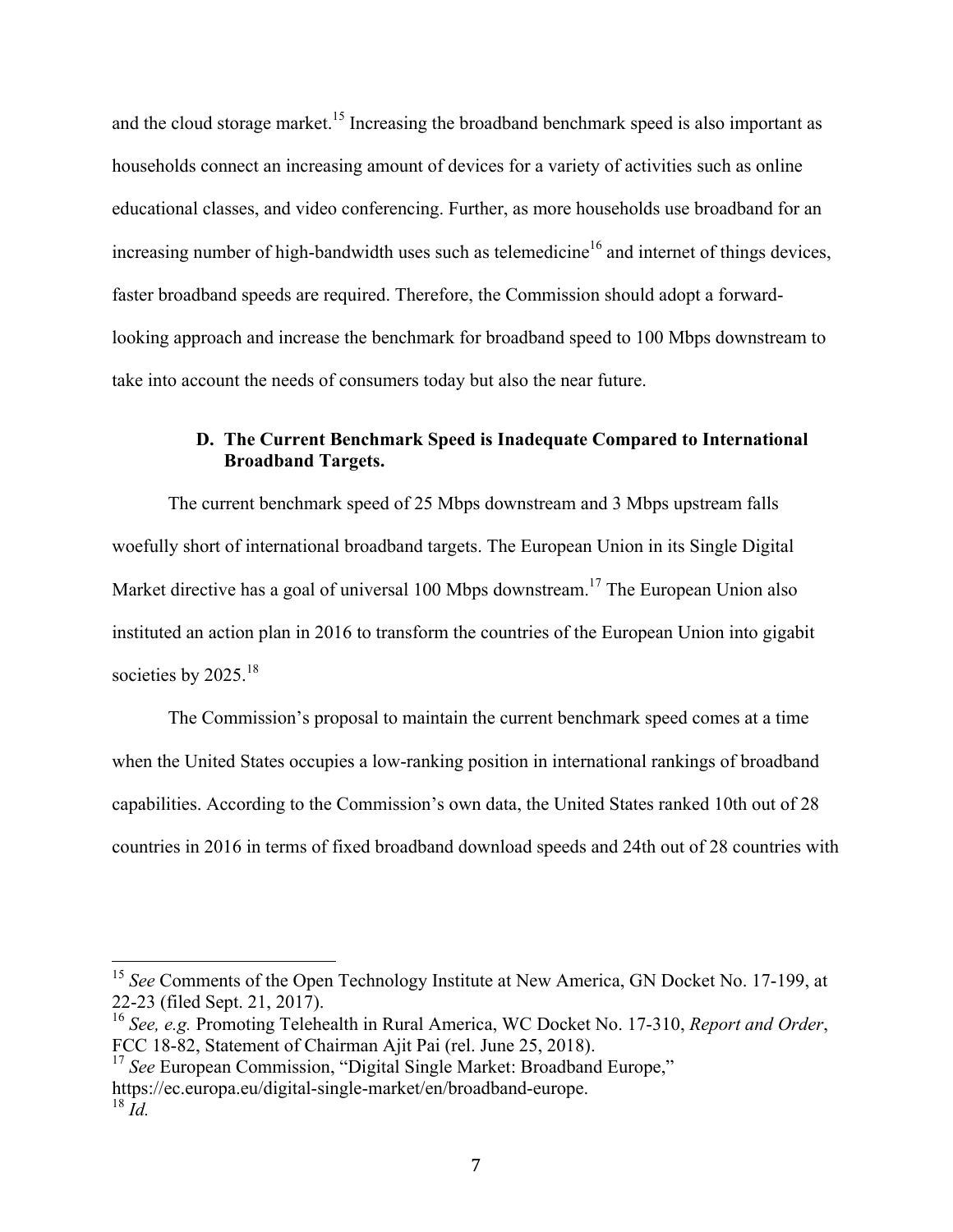and the cloud storage market.[15] Increasing the broadband benchmark speed is also important as households connect an increasing amount of devices for a variety of activities such as online educational classes, and video conferencing. Further, as more households use broadband for an increasing number of high-bandwidth uses such as telemedicine[16] and internet of things devices, faster broadband speeds are required. Therefore, the Commission should adopt a forward-looking approach and increase the benchmark for broadband speed to 100 Mbps downstream to take into account the needs of consumers today but also the near future.

### D. The Current Benchmark Speed is Inadequate Compared to International Broadband Targets.

The current benchmark speed of 25 Mbps downstream and 3 Mbps upstream falls woefully short of international broadband targets. The European Union in its Single Digital Market directive has a goal of universal 100 Mbps downstream.[17] The European Union also instituted an action plan in 2016 to transform the countries of the European Union into gigabit societies by 2025.[18]

The Commission's proposal to maintain the current benchmark speed comes at a time when the United States occupies a low-ranking position in international rankings of broadband capabilities. According to the Commission's own data, the United States ranked 10th out of 28 countries in 2016 in terms of fixed broadband download speeds and 24th out of 28 countries with

---

[15] *See* Comments of the Open Technology Institute at New America, GN Docket No. 17-199, at 22-23 (filed Sept. 21, 2017).

[16] *See, e.g.* Promoting Telehealth in Rural America, WC Docket No. 17-310, *Report and Order*, FCC 18-82, Statement of Chairman Ajit Pai (rel. June 25, 2018).

[17] *See* European Commission, "Digital Single Market: Broadband Europe," https://ec.europa.eu/digital-single-market/en/broadband-europe.

[18] *Id.*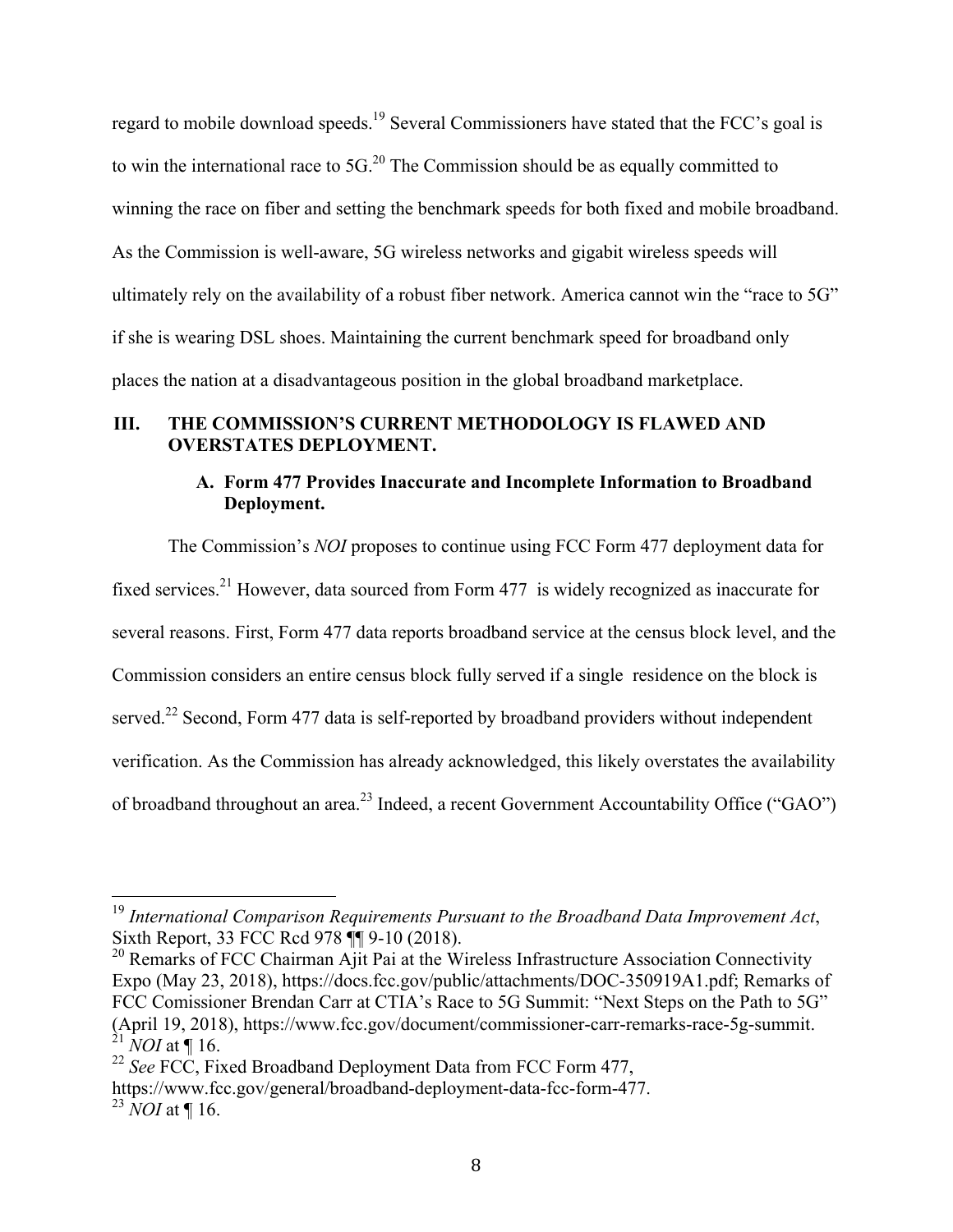regard to mobile download speeds.[19] Several Commissioners have stated that the FCC's goal is to win the international race to 5G.[20] The Commission should be as equally committed to winning the race on fiber and setting the benchmark speeds for both fixed and mobile broadband. As the Commission is well-aware, 5G wireless networks and gigabit wireless speeds will ultimately rely on the availability of a robust fiber network. America cannot win the "race to 5G" if she is wearing DSL shoes. Maintaining the current benchmark speed for broadband only places the nation at a disadvantageous position in the global broadband marketplace.

## III. THE COMMISSION'S CURRENT METHODOLOGY IS FLAWED AND OVERSTATES DEPLOYMENT.

### A. Form 477 Provides Inaccurate and Incomplete Information to Broadband Deployment.

The Commission's *NOI* proposes to continue using FCC Form 477 deployment data for fixed services.[21] However, data sourced from Form 477 is widely recognized as inaccurate for several reasons. First, Form 477 data reports broadband service at the census block level, and the Commission considers an entire census block fully served if a single residence on the block is served.[22] Second, Form 477 data is self-reported by broadband providers without independent verification. As the Commission has already acknowledged, this likely overstates the availability of broadband throughout an area.[23] Indeed, a recent Government Accountability Office ("GAO")

---

[19] *International Comparison Requirements Pursuant to the Broadband Data Improvement Act*, Sixth Report, 33 FCC Rcd 978 ¶¶ 9-10 (2018).

[20] Remarks of FCC Chairman Ajit Pai at the Wireless Infrastructure Association Connectivity Expo (May 23, 2018), https://docs.fcc.gov/public/attachments/DOC-350919A1.pdf; Remarks of FCC Comissioner Brendan Carr at CTIA's Race to 5G Summit: "Next Steps on the Path to 5G" (April 19, 2018), https://www.fcc.gov/document/commissioner-carr-remarks-race-5g-summit.

[21] *NOI* at ¶ 16.

[22] *See* FCC, Fixed Broadband Deployment Data from FCC Form 477, https://www.fcc.gov/general/broadband-deployment-data-fcc-form-477.

[23] *NOI* at ¶ 16.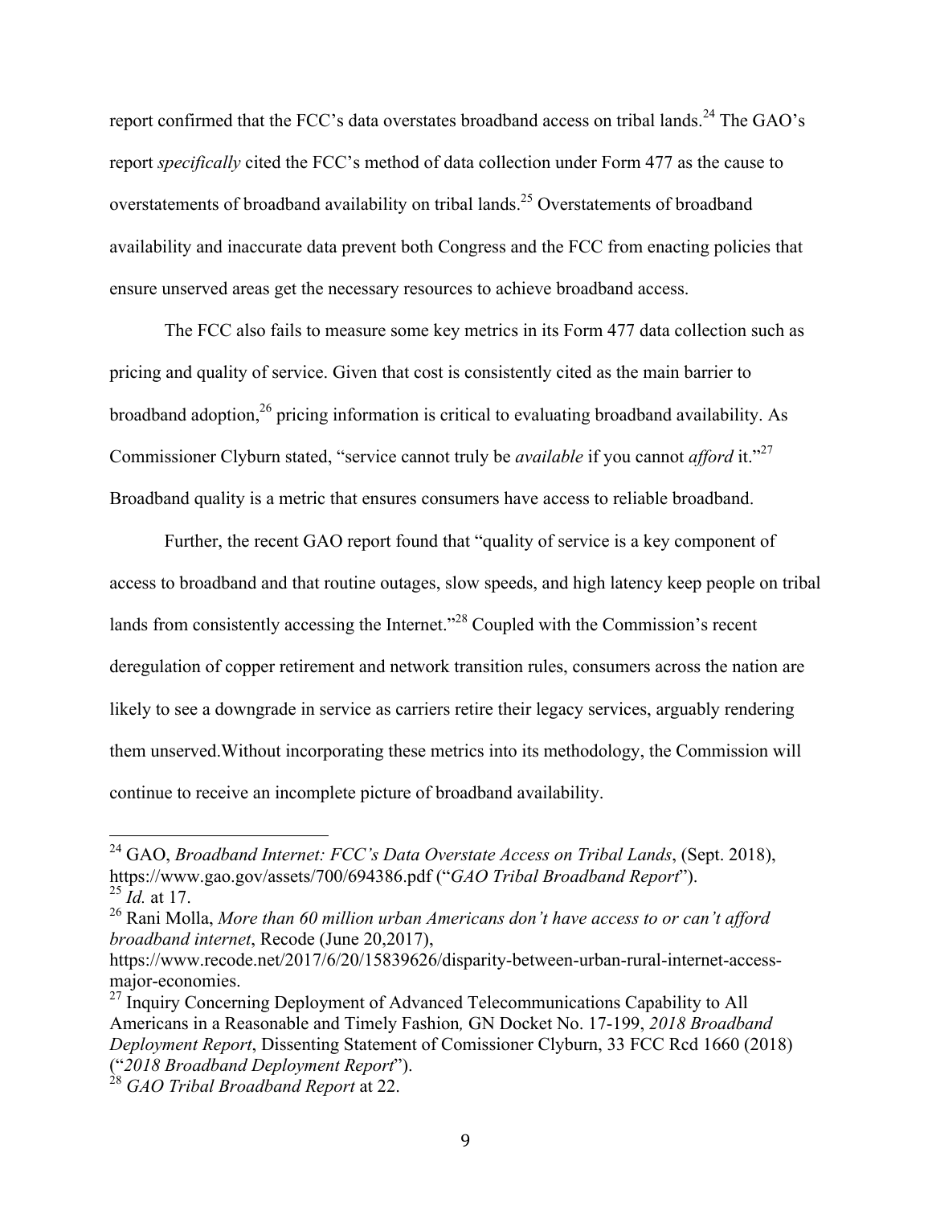report confirmed that the FCC's data overstates broadband access on tribal lands.[24] The GAO's report *specifically* cited the FCC's method of data collection under Form 477 as the cause to overstatements of broadband availability on tribal lands.[25] Overstatements of broadband availability and inaccurate data prevent both Congress and the FCC from enacting policies that ensure unserved areas get the necessary resources to achieve broadband access.

The FCC also fails to measure some key metrics in its Form 477 data collection such as pricing and quality of service. Given that cost is consistently cited as the main barrier to broadband adoption,[26] pricing information is critical to evaluating broadband availability. As Commissioner Clyburn stated, "service cannot truly be *available* if you cannot *afford* it."[27] Broadband quality is a metric that ensures consumers have access to reliable broadband.

Further, the recent GAO report found that "quality of service is a key component of access to broadband and that routine outages, slow speeds, and high latency keep people on tribal lands from consistently accessing the Internet."[28] Coupled with the Commission's recent deregulation of copper retirement and network transition rules, consumers across the nation are likely to see a downgrade in service as carriers retire their legacy services, arguably rendering them unserved.Without incorporating these metrics into its methodology, the Commission will continue to receive an incomplete picture of broadband availability.

---

[24] GAO, *Broadband Internet: FCC's Data Overstate Access on Tribal Lands*, (Sept. 2018), https://www.gao.gov/assets/700/694386.pdf ("*GAO Tribal Broadband Report*").

[25] *Id.* at 17.

[26] Rani Molla, *More than 60 million urban Americans don't have access to or can't afford broadband internet*, Recode (June 20,2017), https://www.recode.net/2017/6/20/15839626/disparity-between-urban-rural-internet-access-major-economies.

[27] Inquiry Concerning Deployment of Advanced Telecommunications Capability to All Americans in a Reasonable and Timely Fashion*,* GN Docket No. 17-199, *2018 Broadband Deployment Report*, Dissenting Statement of Comissioner Clyburn, 33 FCC Rcd 1660 (2018) ("*2018 Broadband Deployment Report*").

[28] *GAO Tribal Broadband Report* at 22.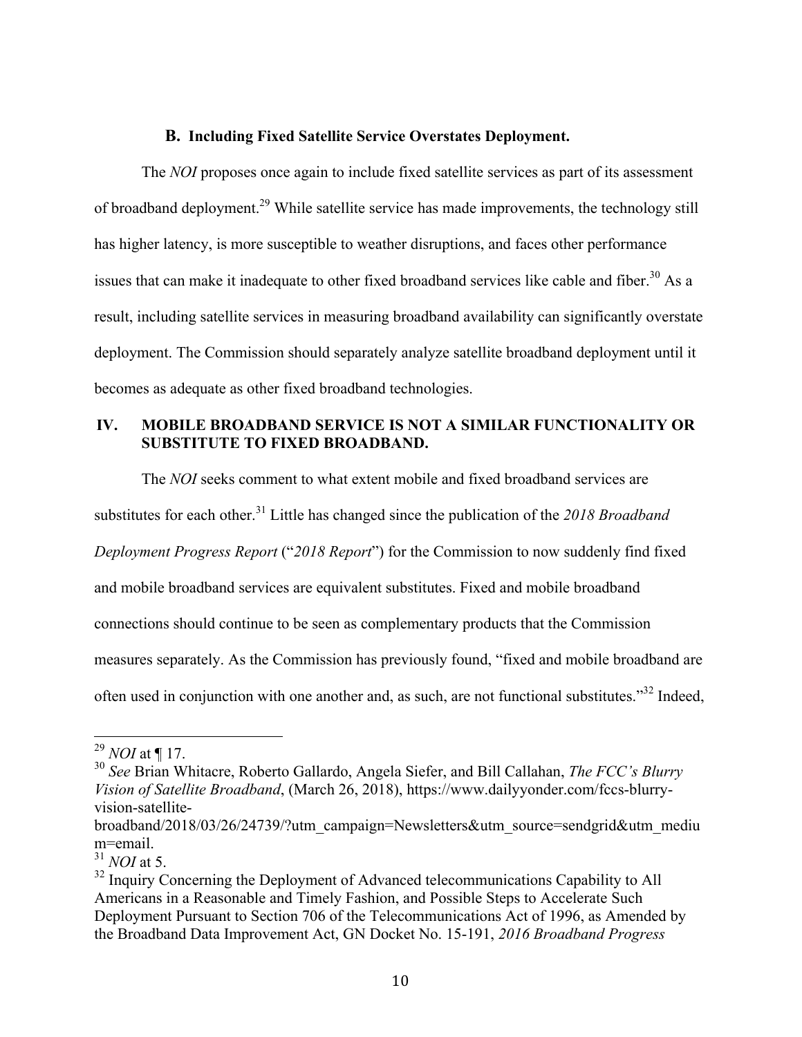### B. Including Fixed Satellite Service Overstates Deployment.

The *NOI* proposes once again to include fixed satellite services as part of its assessment of broadband deployment.[29] While satellite service has made improvements, the technology still has higher latency, is more susceptible to weather disruptions, and faces other performance issues that can make it inadequate to other fixed broadband services like cable and fiber.[30] As a result, including satellite services in measuring broadband availability can significantly overstate deployment. The Commission should separately analyze satellite broadband deployment until it becomes as adequate as other fixed broadband technologies.

## IV. MOBILE BROADBAND SERVICE IS NOT A SIMILAR FUNCTIONALITY OR SUBSTITUTE TO FIXED BROADBAND.

The *NOI* seeks comment to what extent mobile and fixed broadband services are substitutes for each other.[31] Little has changed since the publication of the *2018 Broadband Deployment Progress Report* ("*2018 Report*") for the Commission to now suddenly find fixed and mobile broadband services are equivalent substitutes. Fixed and mobile broadband connections should continue to be seen as complementary products that the Commission measures separately. As the Commission has previously found, "fixed and mobile broadband are often used in conjunction with one another and, as such, are not functional substitutes."[32] Indeed,

---

[29] *NOI* at ¶ 17.

[30] *See* Brian Whitacre, Roberto Gallardo, Angela Siefer, and Bill Callahan, *The FCC's Blurry Vision of Satellite Broadband*, (March 26, 2018), https://www.dailyyonder.com/fccs-blurry-vision-satellite-broadband/2018/03/26/24739/?utm_campaign=Newsletters&utm_source=sendgrid&utm_medium=email.

[31] *NOI* at 5.

[32] Inquiry Concerning the Deployment of Advanced telecommunications Capability to All Americans in a Reasonable and Timely Fashion, and Possible Steps to Accelerate Such Deployment Pursuant to Section 706 of the Telecommunications Act of 1996, as Amended by the Broadband Data Improvement Act, GN Docket No. 15-191, *2016 Broadband Progress*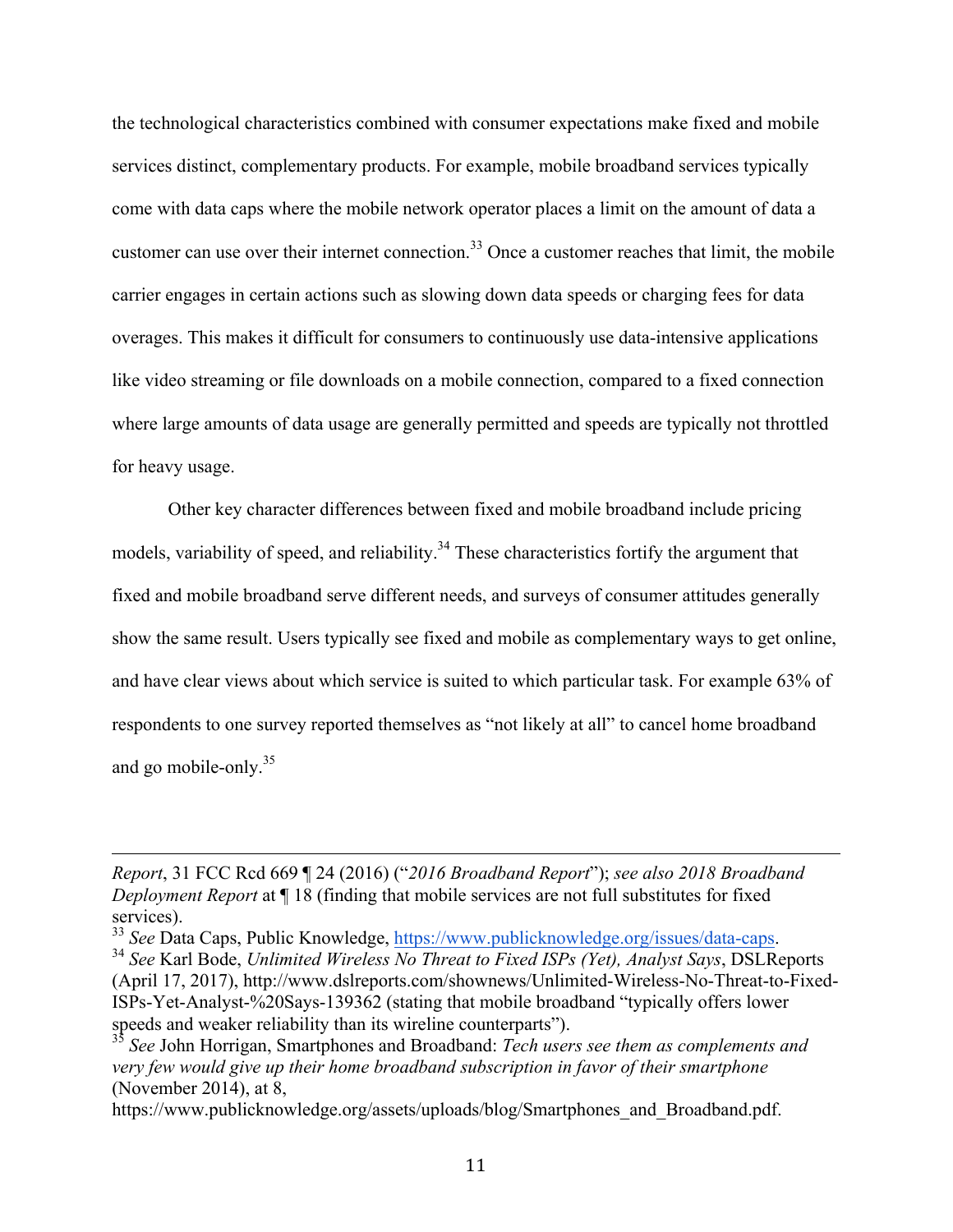the technological characteristics combined with consumer expectations make fixed and mobile services distinct, complementary products. For example, mobile broadband services typically come with data caps where the mobile network operator places a limit on the amount of data a customer can use over their internet connection.[33] Once a customer reaches that limit, the mobile carrier engages in certain actions such as slowing down data speeds or charging fees for data overages. This makes it difficult for consumers to continuously use data-intensive applications like video streaming or file downloads on a mobile connection, compared to a fixed connection where large amounts of data usage are generally permitted and speeds are typically not throttled for heavy usage.

Other key character differences between fixed and mobile broadband include pricing models, variability of speed, and reliability.[34] These characteristics fortify the argument that fixed and mobile broadband serve different needs, and surveys of consumer attitudes generally show the same result. Users typically see fixed and mobile as complementary ways to get online, and have clear views about which service is suited to which particular task. For example 63% of respondents to one survey reported themselves as "not likely at all" to cancel home broadband and go mobile-only.[35]

---

*Report*, 31 FCC Rcd 669 ¶ 24 (2016) ("*2016 Broadband Report*"); *see also 2018 Broadband Deployment Report* at ¶ 18 (finding that mobile services are not full substitutes for fixed services).

[33] *See* Data Caps, Public Knowledge, https://www.publicknowledge.org/issues/data-caps.

[34] *See* Karl Bode, *Unlimited Wireless No Threat to Fixed ISPs (Yet), Analyst Says*, DSLReports (April 17, 2017), http://www.dslreports.com/shownews/Unlimited-Wireless-No-Threat-to-Fixed-ISPs-Yet-Analyst-%20Says-139362 (stating that mobile broadband "typically offers lower speeds and weaker reliability than its wireline counterparts").

[35] *See* John Horrigan, Smartphones and Broadband: *Tech users see them as complements and very few would give up their home broadband subscription in favor of their smartphone* (November 2014), at 8, https://www.publicknowledge.org/assets/uploads/blog/Smartphones_and_Broadband.pdf.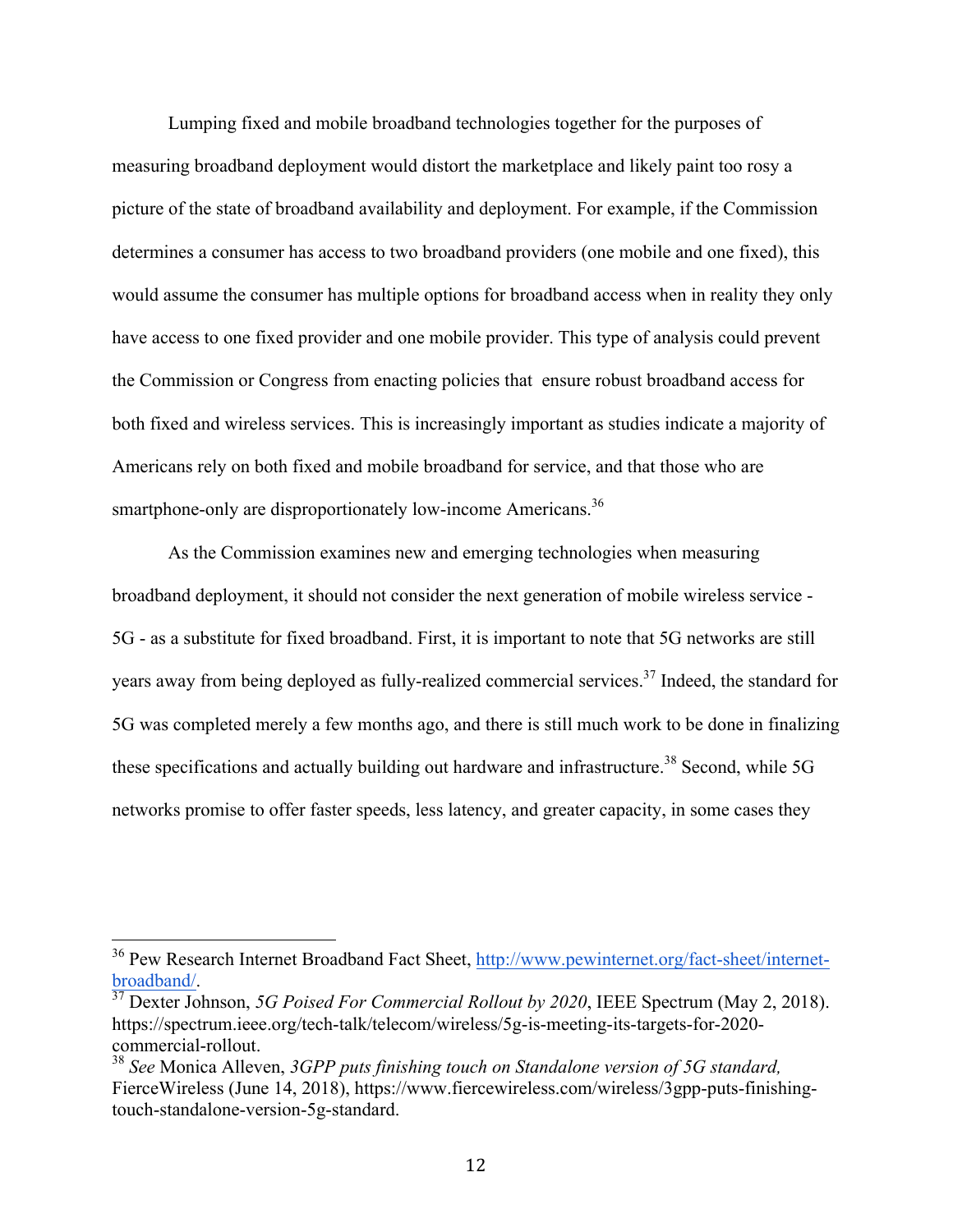Lumping fixed and mobile broadband technologies together for the purposes of measuring broadband deployment would distort the marketplace and likely paint too rosy a picture of the state of broadband availability and deployment. For example, if the Commission determines a consumer has access to two broadband providers (one mobile and one fixed), this would assume the consumer has multiple options for broadband access when in reality they only have access to one fixed provider and one mobile provider. This type of analysis could prevent the Commission or Congress from enacting policies that ensure robust broadband access for both fixed and wireless services. This is increasingly important as studies indicate a majority of Americans rely on both fixed and mobile broadband for service, and that those who are smartphone-only are disproportionately low-income Americans.[36]

As the Commission examines new and emerging technologies when measuring broadband deployment, it should not consider the next generation of mobile wireless service - 5G - as a substitute for fixed broadband. First, it is important to note that 5G networks are still years away from being deployed as fully-realized commercial services.[37] Indeed, the standard for 5G was completed merely a few months ago, and there is still much work to be done in finalizing these specifications and actually building out hardware and infrastructure.[38] Second, while 5G networks promise to offer faster speeds, less latency, and greater capacity, in some cases they

---

[36] Pew Research Internet Broadband Fact Sheet, http://www.pewinternet.org/fact-sheet/internet-broadband/.

[37] Dexter Johnson, *5G Poised For Commercial Rollout by 2020*, IEEE Spectrum (May 2, 2018). https://spectrum.ieee.org/tech-talk/telecom/wireless/5g-is-meeting-its-targets-for-2020-commercial-rollout.

[38] *See* Monica Alleven, *3GPP puts finishing touch on Standalone version of 5G standard,* FierceWireless (June 14, 2018), https://www.fiercewireless.com/wireless/3gpp-puts-finishing-touch-standalone-version-5g-standard.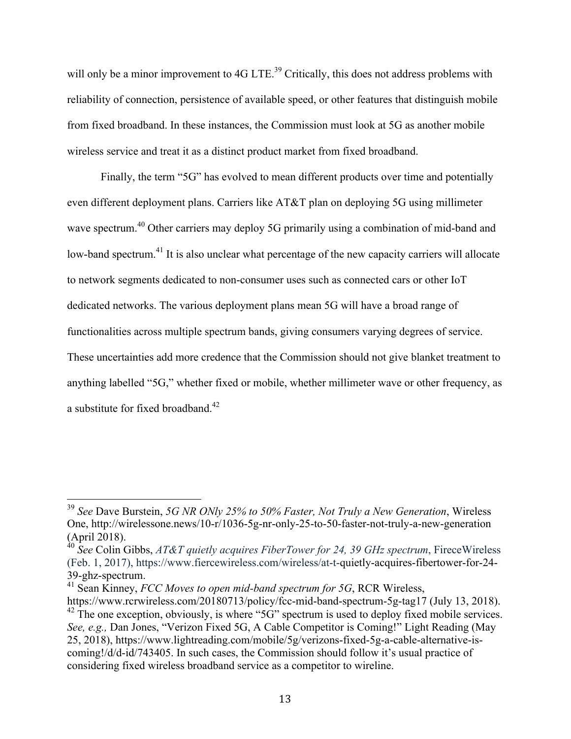will only be a minor improvement to 4G LTE.[39] Critically, this does not address problems with reliability of connection, persistence of available speed, or other features that distinguish mobile from fixed broadband. In these instances, the Commission must look at 5G as another mobile wireless service and treat it as a distinct product market from fixed broadband.

Finally, the term "5G" has evolved to mean different products over time and potentially even different deployment plans. Carriers like AT&T plan on deploying 5G using millimeter wave spectrum.[40] Other carriers may deploy 5G primarily using a combination of mid-band and low-band spectrum.[41] It is also unclear what percentage of the new capacity carriers will allocate to network segments dedicated to non-consumer uses such as connected cars or other IoT dedicated networks. The various deployment plans mean 5G will have a broad range of functionalities across multiple spectrum bands, giving consumers varying degrees of service. These uncertainties add more credence that the Commission should not give blanket treatment to anything labelled "5G," whether fixed or mobile, whether millimeter wave or other frequency, as a substitute for fixed broadband.[42]

---

[39] *See* Dave Burstein, *5G NR ONly 25% to 50% Faster, Not Truly a New Generation*, Wireless One, http://wirelessone.news/10-r/1036-5g-nr-only-25-to-50-faster-not-truly-a-new-generation (April 2018).

[40] *See* Colin Gibbs, *AT&T quietly acquires FiberTower for 24, 39 GHz spectrum*, FireceWireless (Feb. 1, 2017), https://www.fiercewireless.com/wireless/at-t-quietly-acquires-fibertower-for-24-39-ghz-spectrum.

[41] Sean Kinney, *FCC Moves to open mid-band spectrum for 5G*, RCR Wireless, https://www.rcrwireless.com/20180713/policy/fcc-mid-band-spectrum-5g-tag17 (July 13, 2018).

[42] The one exception, obviously, is where "5G" spectrum is used to deploy fixed mobile services. *See, e.g.,* Dan Jones, "Verizon Fixed 5G, A Cable Competitor is Coming!" Light Reading (May 25, 2018), https://www.lightreading.com/mobile/5g/verizons-fixed-5g-a-cable-alternative-is-coming!/d/d-id/743405. In such cases, the Commission should follow it's usual practice of considering fixed wireless broadband service as a competitor to wireline.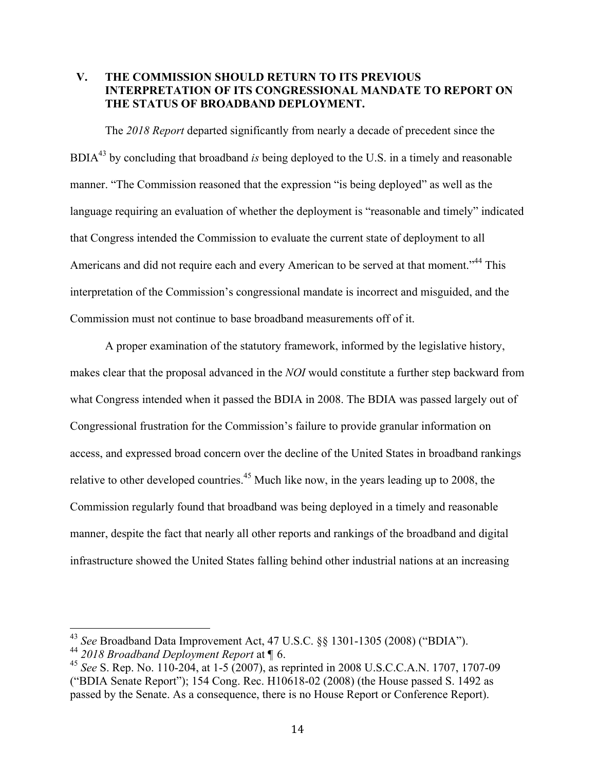## V. THE COMMISSION SHOULD RETURN TO ITS PREVIOUS INTERPRETATION OF ITS CONGRESSIONAL MANDATE TO REPORT ON THE STATUS OF BROADBAND DEPLOYMENT.

The *2018 Report* departed significantly from nearly a decade of precedent since the BDIA[43] by concluding that broadband *is* being deployed to the U.S. in a timely and reasonable manner. "The Commission reasoned that the expression "is being deployed" as well as the language requiring an evaluation of whether the deployment is "reasonable and timely" indicated that Congress intended the Commission to evaluate the current state of deployment to all Americans and did not require each and every American to be served at that moment."[44] This interpretation of the Commission's congressional mandate is incorrect and misguided, and the Commission must not continue to base broadband measurements off of it.

A proper examination of the statutory framework, informed by the legislative history, makes clear that the proposal advanced in the *NOI* would constitute a further step backward from what Congress intended when it passed the BDIA in 2008. The BDIA was passed largely out of Congressional frustration for the Commission's failure to provide granular information on access, and expressed broad concern over the decline of the United States in broadband rankings relative to other developed countries.[45] Much like now, in the years leading up to 2008, the Commission regularly found that broadband was being deployed in a timely and reasonable manner, despite the fact that nearly all other reports and rankings of the broadband and digital infrastructure showed the United States falling behind other industrial nations at an increasing

---

[43] *See* Broadband Data Improvement Act, 47 U.S.C. §§ 1301-1305 (2008) ("BDIA").

[44] *2018 Broadband Deployment Report* at ¶ 6.

[45] *See* S. Rep. No. 110-204, at 1-5 (2007), as reprinted in 2008 U.S.C.C.A.N. 1707, 1707-09 ("BDIA Senate Report"); 154 Cong. Rec. H10618-02 (2008) (the House passed S. 1492 as passed by the Senate. As a consequence, there is no House Report or Conference Report).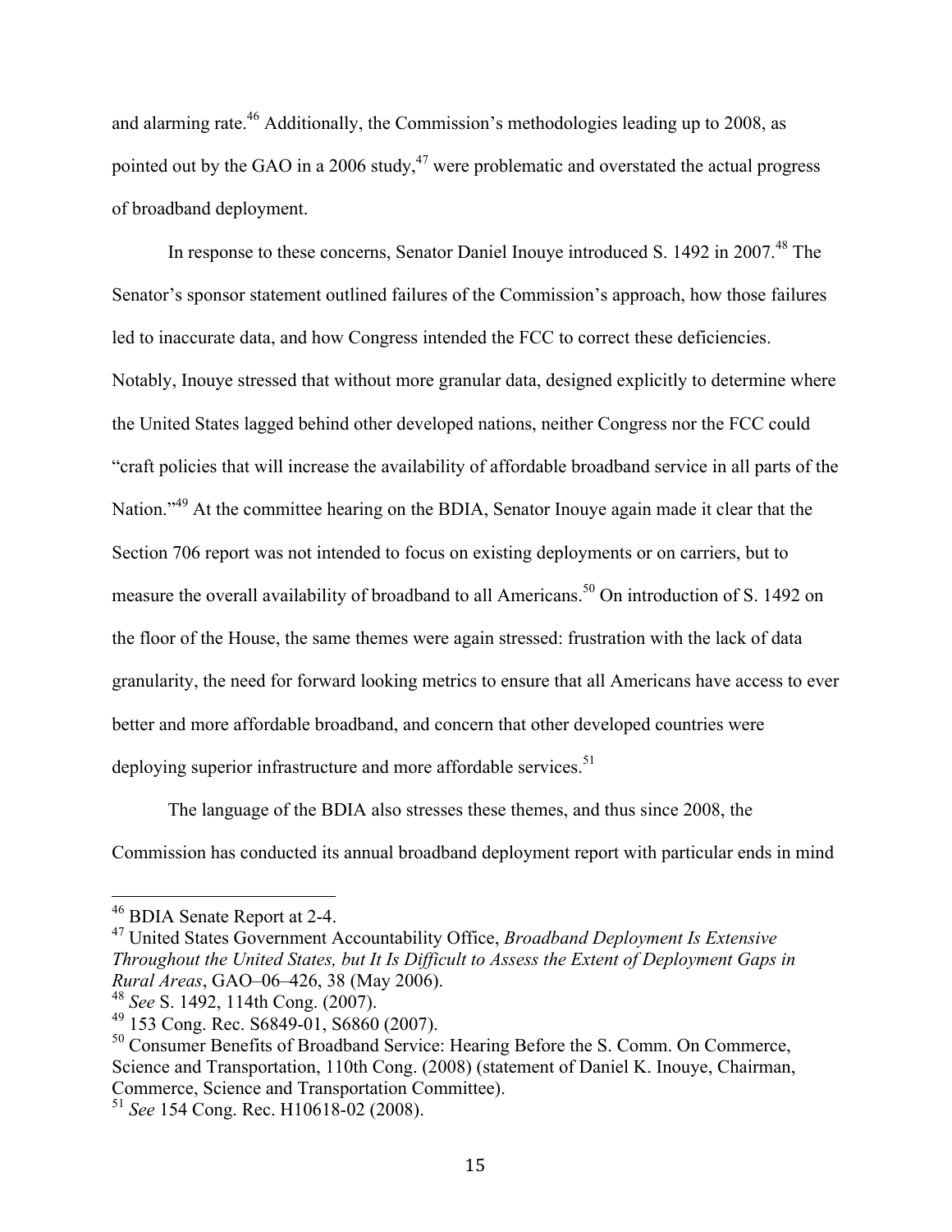and alarming rate.[46] Additionally, the Commission's methodologies leading up to 2008, as pointed out by the GAO in a 2006 study,[47] were problematic and overstated the actual progress of broadband deployment.

In response to these concerns, Senator Daniel Inouye introduced S. 1492 in 2007.[48] The Senator's sponsor statement outlined failures of the Commission's approach, how those failures led to inaccurate data, and how Congress intended the FCC to correct these deficiencies. Notably, Inouye stressed that without more granular data, designed explicitly to determine where the United States lagged behind other developed nations, neither Congress nor the FCC could "craft policies that will increase the availability of affordable broadband service in all parts of the Nation."[49] At the committee hearing on the BDIA, Senator Inouye again made it clear that the Section 706 report was not intended to focus on existing deployments or on carriers, but to measure the overall availability of broadband to all Americans.[50] On introduction of S. 1492 on the floor of the House, the same themes were again stressed: frustration with the lack of data granularity, the need for forward looking metrics to ensure that all Americans have access to ever better and more affordable broadband, and concern that other developed countries were deploying superior infrastructure and more affordable services.[51]

The language of the BDIA also stresses these themes, and thus since 2008, the Commission has conducted its annual broadband deployment report with particular ends in mind

---

[46] BDIA Senate Report at 2-4.

[47] United States Government Accountability Office, *Broadband Deployment Is Extensive Throughout the United States, but It Is Difficult to Assess the Extent of Deployment Gaps in Rural Areas*, GAO–06–426, 38 (May 2006).

[48] *See* S. 1492, 114th Cong. (2007).

[49] 153 Cong. Rec. S6849-01, S6860 (2007).

[50] Consumer Benefits of Broadband Service: Hearing Before the S. Comm. On Commerce, Science and Transportation, 110th Cong. (2008) (statement of Daniel K. Inouye, Chairman, Commerce, Science and Transportation Committee).

[51] *See* 154 Cong. Rec. H10618-02 (2008).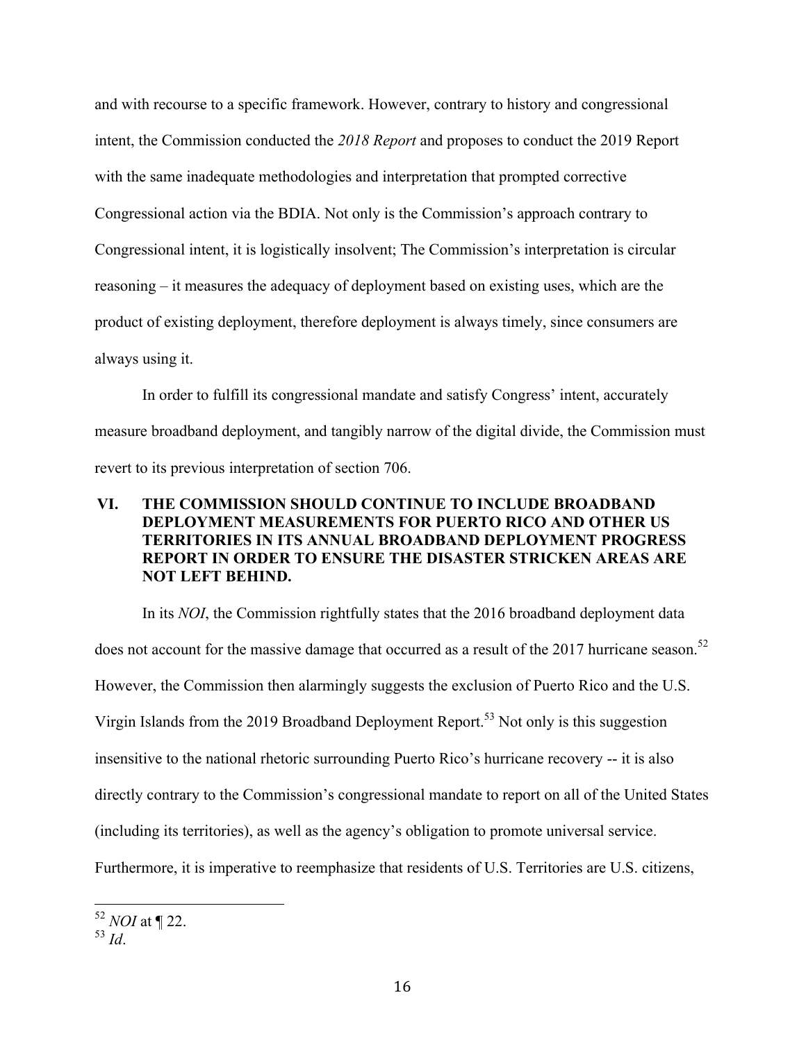and with recourse to a specific framework. However, contrary to history and congressional intent, the Commission conducted the *2018 Report* and proposes to conduct the 2019 Report with the same inadequate methodologies and interpretation that prompted corrective Congressional action via the BDIA. Not only is the Commission's approach contrary to Congressional intent, it is logistically insolvent; The Commission's interpretation is circular reasoning – it measures the adequacy of deployment based on existing uses, which are the product of existing deployment, therefore deployment is always timely, since consumers are always using it.

In order to fulfill its congressional mandate and satisfy Congress' intent, accurately measure broadband deployment, and tangibly narrow of the digital divide, the Commission must revert to its previous interpretation of section 706.

## VI. THE COMMISSION SHOULD CONTINUE TO INCLUDE BROADBAND DEPLOYMENT MEASUREMENTS FOR PUERTO RICO AND OTHER US TERRITORIES IN ITS ANNUAL BROADBAND DEPLOYMENT PROGRESS REPORT IN ORDER TO ENSURE THE DISASTER STRICKEN AREAS ARE NOT LEFT BEHIND.

In its *NOI*, the Commission rightfully states that the 2016 broadband deployment data does not account for the massive damage that occurred as a result of the 2017 hurricane season.[52] However, the Commission then alarmingly suggests the exclusion of Puerto Rico and the U.S. Virgin Islands from the 2019 Broadband Deployment Report.[53] Not only is this suggestion insensitive to the national rhetoric surrounding Puerto Rico's hurricane recovery -- it is also directly contrary to the Commission's congressional mandate to report on all of the United States (including its territories), as well as the agency's obligation to promote universal service. Furthermore, it is imperative to reemphasize that residents of U.S. Territories are U.S. citizens,

---

[52] *NOI* at ¶ 22.

[53] *Id*.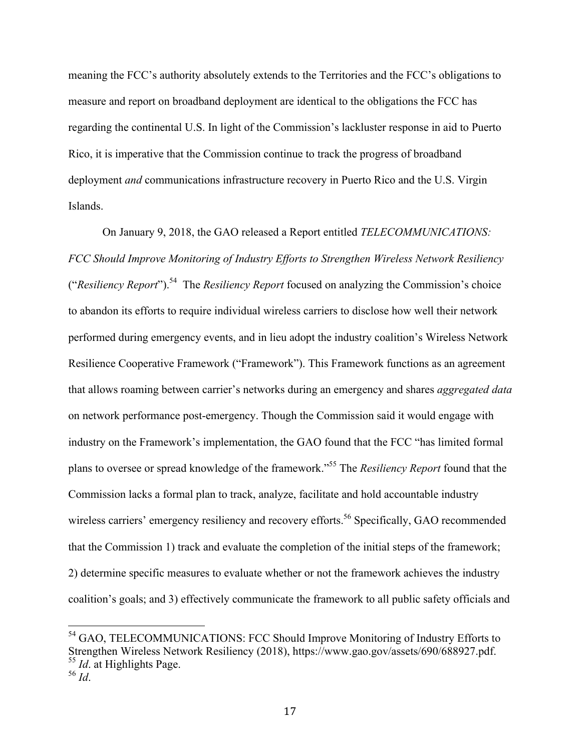meaning the FCC's authority absolutely extends to the Territories and the FCC's obligations to measure and report on broadband deployment are identical to the obligations the FCC has regarding the continental U.S. In light of the Commission's lackluster response in aid to Puerto Rico, it is imperative that the Commission continue to track the progress of broadband deployment *and* communications infrastructure recovery in Puerto Rico and the U.S. Virgin Islands.

On January 9, 2018, the GAO released a Report entitled *TELECOMMUNICATIONS: FCC Should Improve Monitoring of Industry Efforts to Strengthen Wireless Network Resiliency* ("*Resiliency Report*").[54] The *Resiliency Report* focused on analyzing the Commission's choice to abandon its efforts to require individual wireless carriers to disclose how well their network performed during emergency events, and in lieu adopt the industry coalition's Wireless Network Resilience Cooperative Framework ("Framework"). This Framework functions as an agreement that allows roaming between carrier's networks during an emergency and shares *aggregated data* on network performance post-emergency. Though the Commission said it would engage with industry on the Framework's implementation, the GAO found that the FCC "has limited formal plans to oversee or spread knowledge of the framework."[55] The *Resiliency Report* found that the Commission lacks a formal plan to track, analyze, facilitate and hold accountable industry wireless carriers' emergency resiliency and recovery efforts.[56] Specifically, GAO recommended that the Commission 1) track and evaluate the completion of the initial steps of the framework; 2) determine specific measures to evaluate whether or not the framework achieves the industry coalition's goals; and 3) effectively communicate the framework to all public safety officials and

---

[54] GAO, TELECOMMUNICATIONS: FCC Should Improve Monitoring of Industry Efforts to Strengthen Wireless Network Resiliency (2018), https://www.gao.gov/assets/690/688927.pdf.

[55] *Id*. at Highlights Page.

[56] *Id*.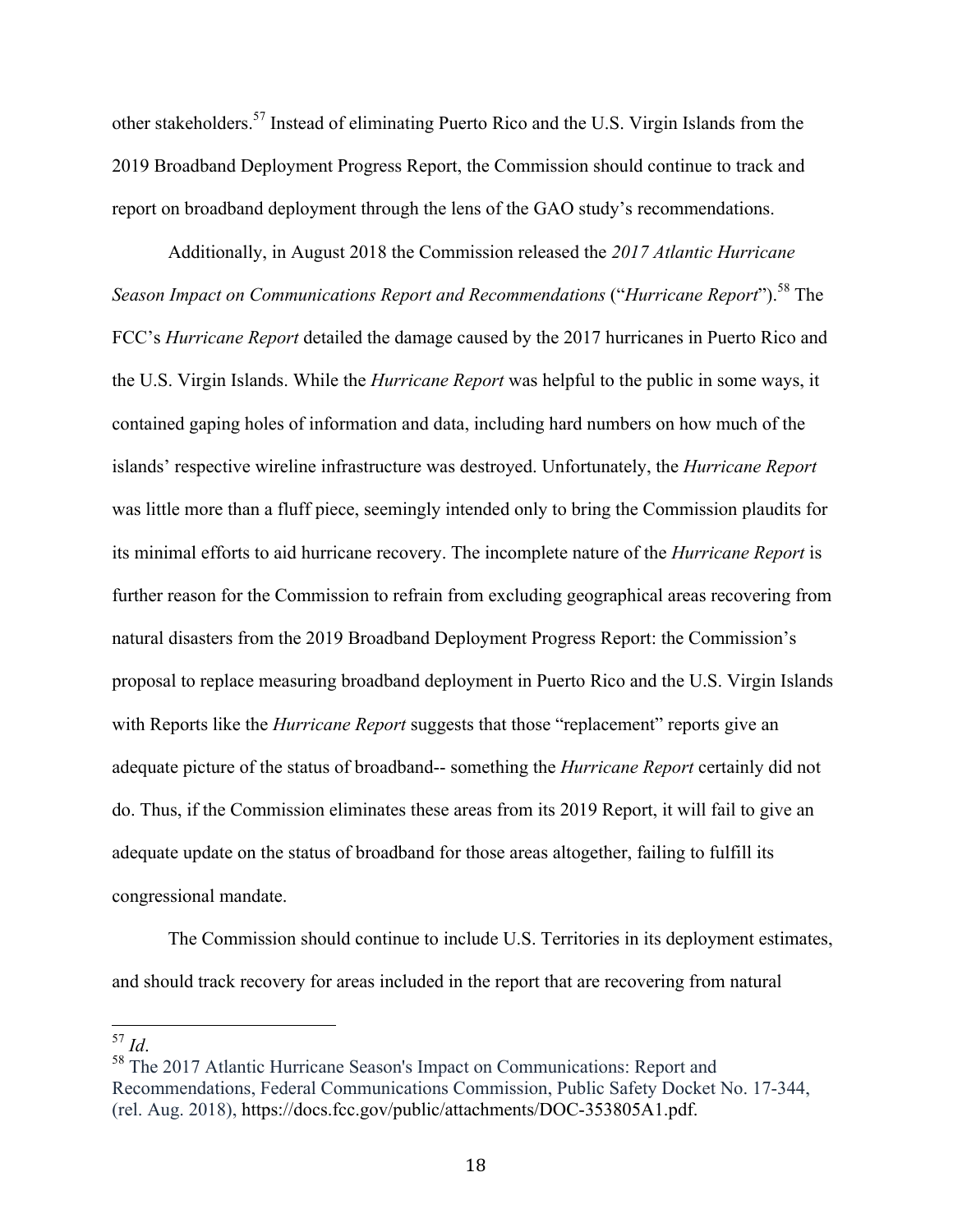other stakeholders.[57] Instead of eliminating Puerto Rico and the U.S. Virgin Islands from the 2019 Broadband Deployment Progress Report, the Commission should continue to track and report on broadband deployment through the lens of the GAO study's recommendations.

Additionally, in August 2018 the Commission released the *2017 Atlantic Hurricane Season Impact on Communications Report and Recommendations* ("*Hurricane Report*").[58] The FCC's *Hurricane Report* detailed the damage caused by the 2017 hurricanes in Puerto Rico and the U.S. Virgin Islands. While the *Hurricane Report* was helpful to the public in some ways, it contained gaping holes of information and data, including hard numbers on how much of the islands' respective wireline infrastructure was destroyed. Unfortunately, the *Hurricane Report* was little more than a fluff piece, seemingly intended only to bring the Commission plaudits for its minimal efforts to aid hurricane recovery. The incomplete nature of the *Hurricane Report* is further reason for the Commission to refrain from excluding geographical areas recovering from natural disasters from the 2019 Broadband Deployment Progress Report: the Commission's proposal to replace measuring broadband deployment in Puerto Rico and the U.S. Virgin Islands with Reports like the *Hurricane Report* suggests that those "replacement" reports give an adequate picture of the status of broadband-- something the *Hurricane Report* certainly did not do. Thus, if the Commission eliminates these areas from its 2019 Report, it will fail to give an adequate update on the status of broadband for those areas altogether, failing to fulfill its congressional mandate.

The Commission should continue to include U.S. Territories in its deployment estimates, and should track recovery for areas included in the report that are recovering from natural

---

[57] *Id*.

[58] The 2017 Atlantic Hurricane Season's Impact on Communications: Report and Recommendations, Federal Communications Commission, Public Safety Docket No. 17-344, (rel. Aug. 2018), https://docs.fcc.gov/public/attachments/DOC-353805A1.pdf.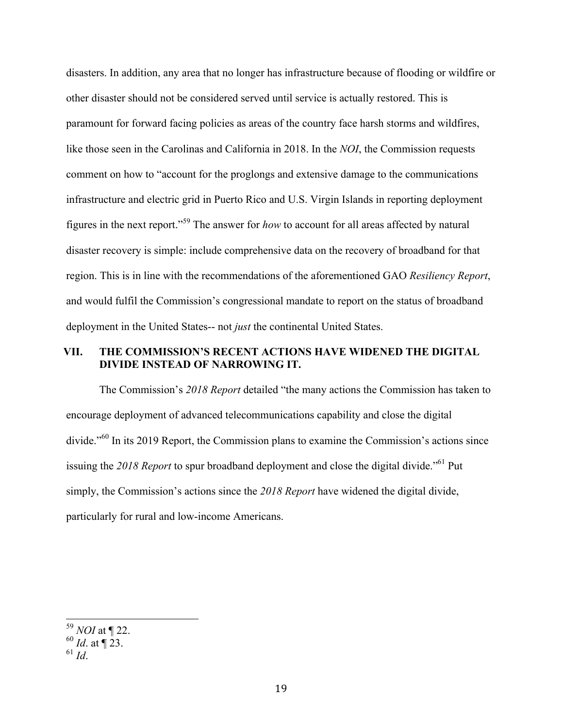disasters. In addition, any area that no longer has infrastructure because of flooding or wildfire or other disaster should not be considered served until service is actually restored. This is paramount for forward facing policies as areas of the country face harsh storms and wildfires, like those seen in the Carolinas and California in 2018. In the *NOI*, the Commission requests comment on how to "account for the proglongs and extensive damage to the communications infrastructure and electric grid in Puerto Rico and U.S. Virgin Islands in reporting deployment figures in the next report."[59] The answer for *how* to account for all areas affected by natural disaster recovery is simple: include comprehensive data on the recovery of broadband for that region. This is in line with the recommendations of the aforementioned GAO *Resiliency Report*, and would fulfil the Commission's congressional mandate to report on the status of broadband deployment in the United States-- not *just* the continental United States.

## VII. THE COMMISSION'S RECENT ACTIONS HAVE WIDENED THE DIGITAL DIVIDE INSTEAD OF NARROWING IT.

The Commission's *2018 Report* detailed "the many actions the Commission has taken to encourage deployment of advanced telecommunications capability and close the digital divide."[60] In its 2019 Report, the Commission plans to examine the Commission's actions since issuing the *2018 Report* to spur broadband deployment and close the digital divide."[61] Put simply, the Commission's actions since the *2018 Report* have widened the digital divide, particularly for rural and low-income Americans.

---

[59] *NOI* at ¶ 22.
[60] *Id*. at ¶ 23.
[61] *Id*.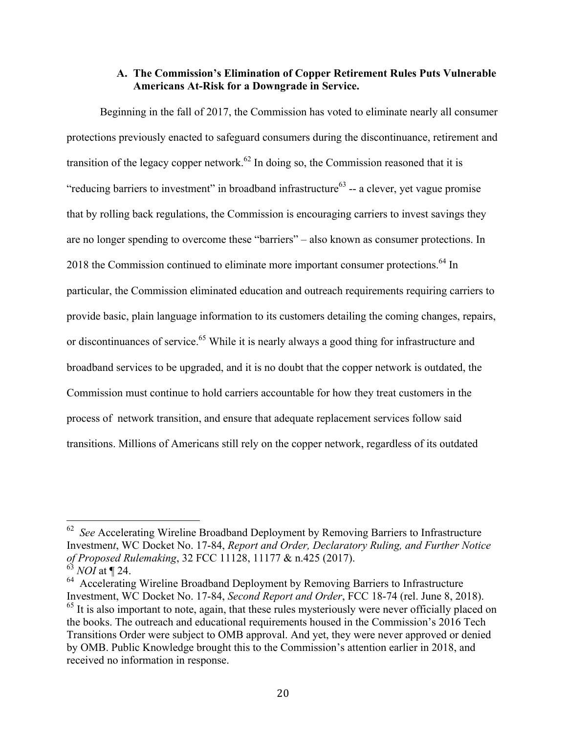### A. The Commission's Elimination of Copper Retirement Rules Puts Vulnerable Americans At-Risk for a Downgrade in Service.

Beginning in the fall of 2017, the Commission has voted to eliminate nearly all consumer protections previously enacted to safeguard consumers during the discontinuance, retirement and transition of the legacy copper network.[62] In doing so, the Commission reasoned that it is "reducing barriers to investment" in broadband infrastructure[63] -- a clever, yet vague promise that by rolling back regulations, the Commission is encouraging carriers to invest savings they are no longer spending to overcome these "barriers" – also known as consumer protections. In 2018 the Commission continued to eliminate more important consumer protections.[64] In particular, the Commission eliminated education and outreach requirements requiring carriers to provide basic, plain language information to its customers detailing the coming changes, repairs, or discontinuances of service.[65] While it is nearly always a good thing for infrastructure and broadband services to be upgraded, and it is no doubt that the copper network is outdated, the Commission must continue to hold carriers accountable for how they treat customers in the process of network transition, and ensure that adequate replacement services follow said transitions. Millions of Americans still rely on the copper network, regardless of its outdated

---

[62] *See* Accelerating Wireline Broadband Deployment by Removing Barriers to Infrastructure Investmen*t*, WC Docket No. 17-84, *Report and Order, Declaratory Ruling, and Further Notice of Proposed Rulemaking*, 32 FCC 11128, 11177 & n.425 (2017).

[63] *NOI* at ¶ 24.

[64] Accelerating Wireline Broadband Deployment by Removing Barriers to Infrastructure Investment, WC Docket No. 17-84, *Second Report and Order*, FCC 18-74 (rel. June 8, 2018).

[65] It is also important to note, again, that these rules mysteriously were never officially placed on the books. The outreach and educational requirements housed in the Commission's 2016 Tech Transitions Order were subject to OMB approval. And yet, they were never approved or denied by OMB. Public Knowledge brought this to the Commission's attention earlier in 2018, and received no information in response.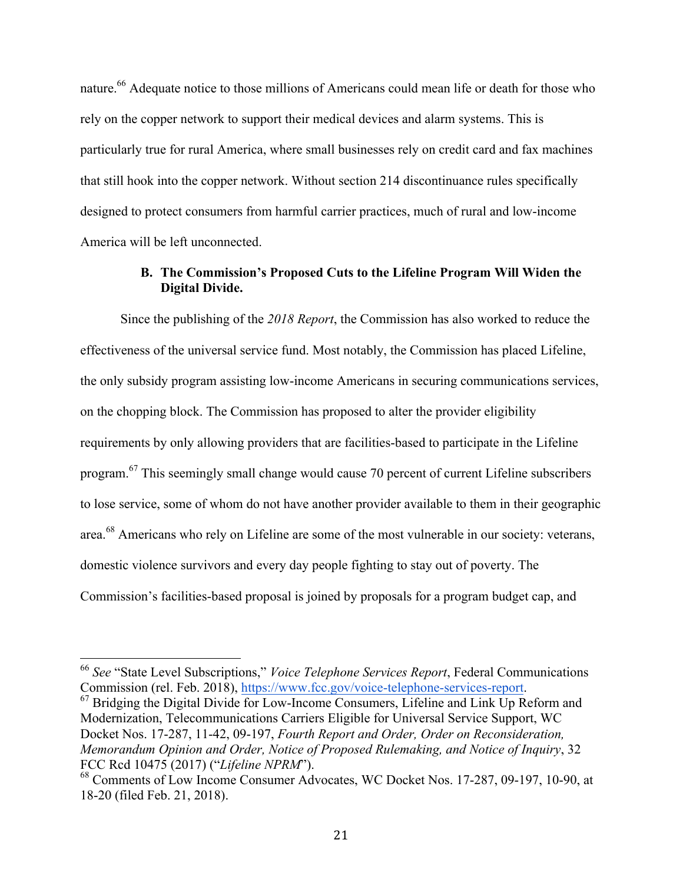nature.[66] Adequate notice to those millions of Americans could mean life or death for those who rely on the copper network to support their medical devices and alarm systems. This is particularly true for rural America, where small businesses rely on credit card and fax machines that still hook into the copper network. Without section 214 discontinuance rules specifically designed to protect consumers from harmful carrier practices, much of rural and low-income America will be left unconnected.

### B. The Commission's Proposed Cuts to the Lifeline Program Will Widen the Digital Divide.

Since the publishing of the *2018 Report*, the Commission has also worked to reduce the effectiveness of the universal service fund. Most notably, the Commission has placed Lifeline, the only subsidy program assisting low-income Americans in securing communications services, on the chopping block. The Commission has proposed to alter the provider eligibility requirements by only allowing providers that are facilities-based to participate in the Lifeline program.[67] This seemingly small change would cause 70 percent of current Lifeline subscribers to lose service, some of whom do not have another provider available to them in their geographic area.[68] Americans who rely on Lifeline are some of the most vulnerable in our society: veterans, domestic violence survivors and every day people fighting to stay out of poverty. The Commission's facilities-based proposal is joined by proposals for a program budget cap, and

---

[66] *See* "State Level Subscriptions," *Voice Telephone Services Report*, Federal Communications Commission (rel. Feb. 2018), https://www.fcc.gov/voice-telephone-services-report.

[67] Bridging the Digital Divide for Low-Income Consumers, Lifeline and Link Up Reform and Modernization, Telecommunications Carriers Eligible for Universal Service Support, WC Docket Nos. 17-287, 11-42, 09-197, *Fourth Report and Order, Order on Reconsideration, Memorandum Opinion and Order, Notice of Proposed Rulemaking, and Notice of Inquiry*, 32 FCC Rcd 10475 (2017) ("*Lifeline NPRM*").

[68] Comments of Low Income Consumer Advocates, WC Docket Nos. 17-287, 09-197, 10-90, at 18-20 (filed Feb. 21, 2018).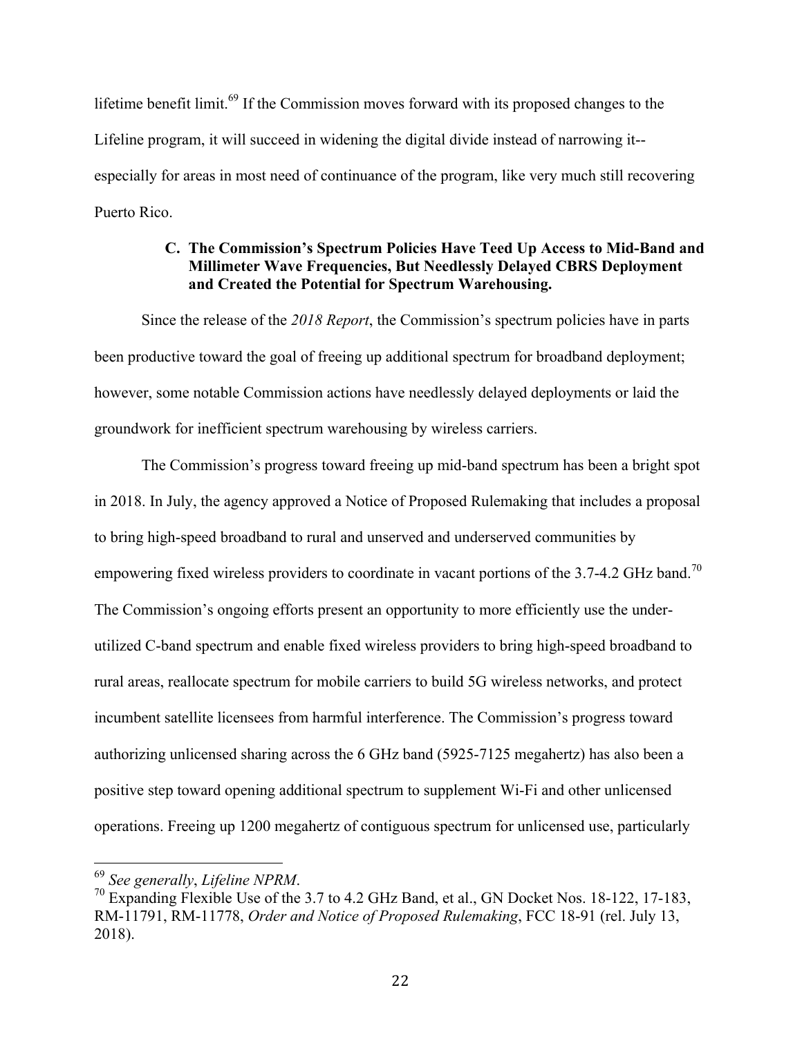lifetime benefit limit.[69] If the Commission moves forward with its proposed changes to the Lifeline program, it will succeed in widening the digital divide instead of narrowing it--especially for areas in most need of continuance of the program, like very much still recovering Puerto Rico.

### C. The Commission's Spectrum Policies Have Teed Up Access to Mid-Band and Millimeter Wave Frequencies, But Needlessly Delayed CBRS Deployment and Created the Potential for Spectrum Warehousing.

Since the release of the *2018 Report*, the Commission's spectrum policies have in parts been productive toward the goal of freeing up additional spectrum for broadband deployment; however, some notable Commission actions have needlessly delayed deployments or laid the groundwork for inefficient spectrum warehousing by wireless carriers.

The Commission's progress toward freeing up mid-band spectrum has been a bright spot in 2018. In July, the agency approved a Notice of Proposed Rulemaking that includes a proposal to bring high-speed broadband to rural and unserved and underserved communities by empowering fixed wireless providers to coordinate in vacant portions of the 3.7-4.2 GHz band.[70] The Commission's ongoing efforts present an opportunity to more efficiently use the under-utilized C-band spectrum and enable fixed wireless providers to bring high-speed broadband to rural areas, reallocate spectrum for mobile carriers to build 5G wireless networks, and protect incumbent satellite licensees from harmful interference. The Commission's progress toward authorizing unlicensed sharing across the 6 GHz band (5925-7125 megahertz) has also been a positive step toward opening additional spectrum to supplement Wi-Fi and other unlicensed operations. Freeing up 1200 megahertz of contiguous spectrum for unlicensed use, particularly

---

[69] *See generally*, *Lifeline NPRM*.

[70] Expanding Flexible Use of the 3.7 to 4.2 GHz Band, et al., GN Docket Nos. 18-122, 17-183, RM-11791, RM-11778, *Order and Notice of Proposed Rulemaking*, FCC 18-91 (rel. July 13, 2018).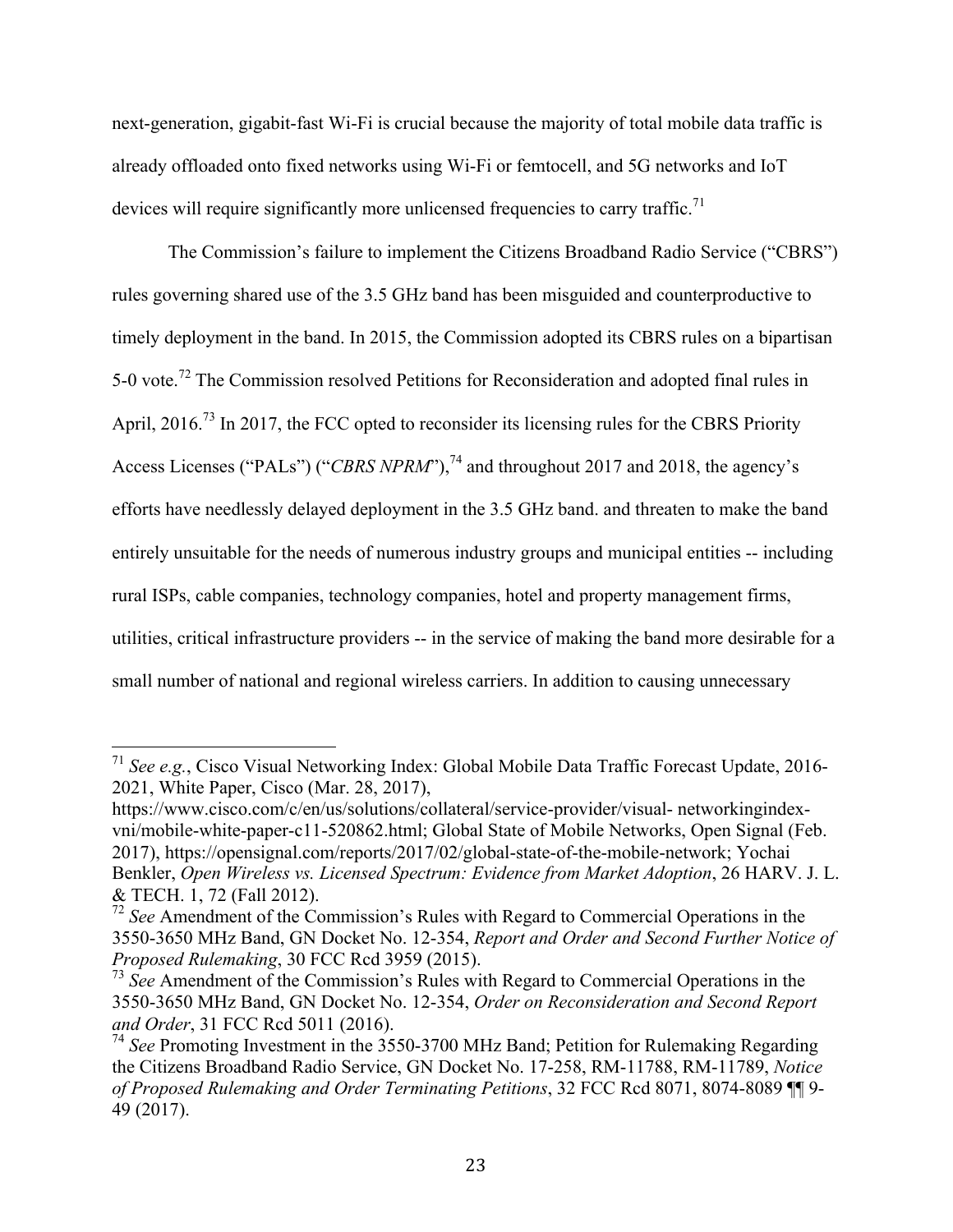next-generation, gigabit-fast Wi-Fi is crucial because the majority of total mobile data traffic is already offloaded onto fixed networks using Wi-Fi or femtocell, and 5G networks and IoT devices will require significantly more unlicensed frequencies to carry traffic.[71]

The Commission's failure to implement the Citizens Broadband Radio Service ("CBRS") rules governing shared use of the 3.5 GHz band has been misguided and counterproductive to timely deployment in the band. In 2015, the Commission adopted its CBRS rules on a bipartisan 5-0 vote.[72] The Commission resolved Petitions for Reconsideration and adopted final rules in April, 2016.[73] In 2017, the FCC opted to reconsider its licensing rules for the CBRS Priority Access Licenses ("PALs") ("*CBRS NPRM*"),[74] and throughout 2017 and 2018, the agency's efforts have needlessly delayed deployment in the 3.5 GHz band. and threaten to make the band entirely unsuitable for the needs of numerous industry groups and municipal entities -- including rural ISPs, cable companies, technology companies, hotel and property management firms, utilities, critical infrastructure providers -- in the service of making the band more desirable for a small number of national and regional wireless carriers. In addition to causing unnecessary

---

[71] *See e.g.*, Cisco Visual Networking Index: Global Mobile Data Traffic Forecast Update, 2016-2021, White Paper, Cisco (Mar. 28, 2017), https://www.cisco.com/c/en/us/solutions/collateral/service-provider/visual- networkingindex-vni/mobile-white-paper-c11-520862.html; Global State of Mobile Networks, Open Signal (Feb. 2017), https://opensignal.com/reports/2017/02/global-state-of-the-mobile-network; Yochai Benkler, *Open Wireless vs. Licensed Spectrum: Evidence from Market Adoption*, 26 HARV. J. L. & TECH. 1, 72 (Fall 2012).

[72] *See* Amendment of the Commission's Rules with Regard to Commercial Operations in the 3550-3650 MHz Band, GN Docket No. 12-354, *Report and Order and Second Further Notice of Proposed Rulemaking*, 30 FCC Rcd 3959 (2015).

[73] *See* Amendment of the Commission's Rules with Regard to Commercial Operations in the 3550-3650 MHz Band, GN Docket No. 12-354, *Order on Reconsideration and Second Report and Order*, 31 FCC Rcd 5011 (2016).

[74] *See* Promoting Investment in the 3550-3700 MHz Band; Petition for Rulemaking Regarding the Citizens Broadband Radio Service, GN Docket No. 17-258, RM-11788, RM-11789, *Notice of Proposed Rulemaking and Order Terminating Petitions*, 32 FCC Rcd 8071, 8074-8089 ¶¶ 9-49 (2017).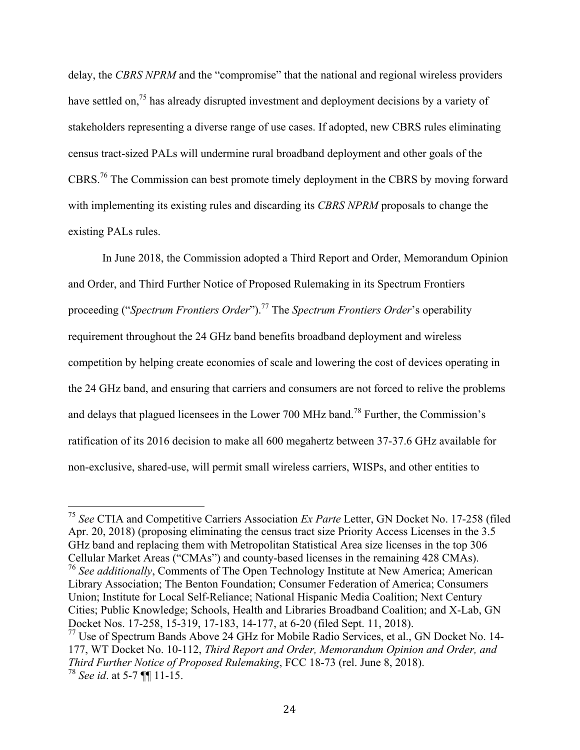delay, the *CBRS NPRM* and the "compromise" that the national and regional wireless providers have settled on,[75] has already disrupted investment and deployment decisions by a variety of stakeholders representing a diverse range of use cases. If adopted, new CBRS rules eliminating census tract-sized PALs will undermine rural broadband deployment and other goals of the CBRS.[76] The Commission can best promote timely deployment in the CBRS by moving forward with implementing its existing rules and discarding its *CBRS NPRM* proposals to change the existing PALs rules.

In June 2018, the Commission adopted a Third Report and Order, Memorandum Opinion and Order, and Third Further Notice of Proposed Rulemaking in its Spectrum Frontiers proceeding ("*Spectrum Frontiers Order*").[77] The *Spectrum Frontiers Order*'s operability requirement throughout the 24 GHz band benefits broadband deployment and wireless competition by helping create economies of scale and lowering the cost of devices operating in the 24 GHz band, and ensuring that carriers and consumers are not forced to relive the problems and delays that plagued licensees in the Lower 700 MHz band.[78] Further, the Commission's ratification of its 2016 decision to make all 600 megahertz between 37-37.6 GHz available for non-exclusive, shared-use, will permit small wireless carriers, WISPs, and other entities to

---

[75] *See* CTIA and Competitive Carriers Association *Ex Parte* Letter, GN Docket No. 17-258 (filed Apr. 20, 2018) (proposing eliminating the census tract size Priority Access Licenses in the 3.5 GHz band and replacing them with Metropolitan Statistical Area size licenses in the top 306 Cellular Market Areas ("CMAs") and county-based licenses in the remaining 428 CMAs).

[76] *See additionally*, Comments of The Open Technology Institute at New America; American Library Association; The Benton Foundation; Consumer Federation of America; Consumers Union; Institute for Local Self-Reliance; National Hispanic Media Coalition; Next Century Cities; Public Knowledge; Schools, Health and Libraries Broadband Coalition; and X-Lab, GN Docket Nos. 17-258, 15-319, 17-183, 14-177, at 6-20 (filed Sept. 11, 2018).

[77] Use of Spectrum Bands Above 24 GHz for Mobile Radio Services, et al., GN Docket No. 14-177, WT Docket No. 10-112, *Third Report and Order, Memorandum Opinion and Order, and Third Further Notice of Proposed Rulemaking*, FCC 18-73 (rel. June 8, 2018).

[78] *See id*. at 5-7 ¶¶ 11-15.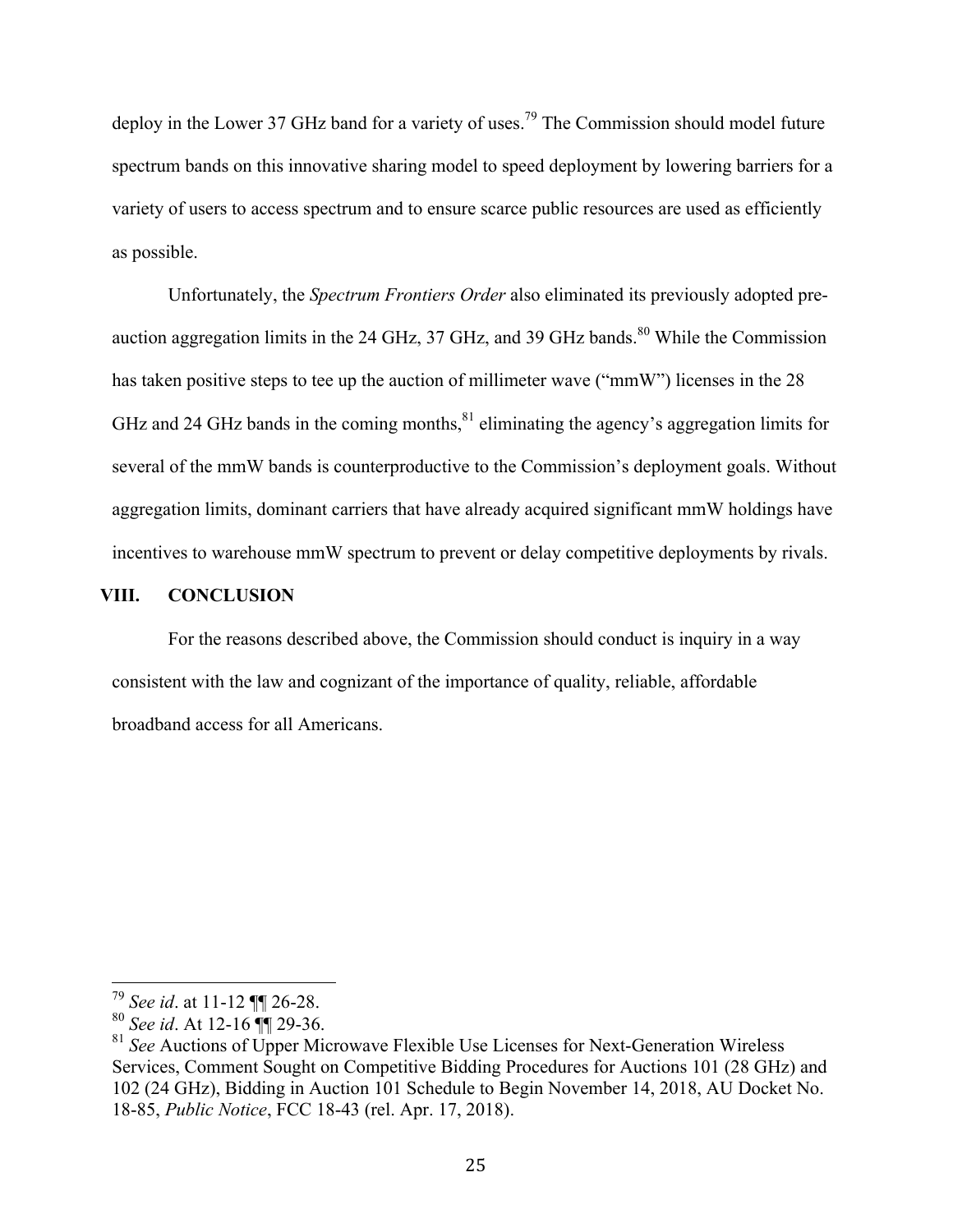deploy in the Lower 37 GHz band for a variety of uses.[79] The Commission should model future spectrum bands on this innovative sharing model to speed deployment by lowering barriers for a variety of users to access spectrum and to ensure scarce public resources are used as efficiently as possible.

Unfortunately, the *Spectrum Frontiers Order* also eliminated its previously adopted pre-auction aggregation limits in the 24 GHz, 37 GHz, and 39 GHz bands.[80] While the Commission has taken positive steps to tee up the auction of millimeter wave ("mmW") licenses in the 28 GHz and 24 GHz bands in the coming months,[81] eliminating the agency's aggregation limits for several of the mmW bands is counterproductive to the Commission's deployment goals. Without aggregation limits, dominant carriers that have already acquired significant mmW holdings have incentives to warehouse mmW spectrum to prevent or delay competitive deployments by rivals.

## VIII. CONCLUSION

For the reasons described above, the Commission should conduct is inquiry in a way consistent with the law and cognizant of the importance of quality, reliable, affordable broadband access for all Americans.

---

[79] *See id*. at 11-12 ¶¶ 26-28.

[80] *See id*. At 12-16 ¶¶ 29-36.

[81] *See* Auctions of Upper Microwave Flexible Use Licenses for Next-Generation Wireless Services, Comment Sought on Competitive Bidding Procedures for Auctions 101 (28 GHz) and 102 (24 GHz), Bidding in Auction 101 Schedule to Begin November 14, 2018, AU Docket No. 18-85, *Public Notice*, FCC 18-43 (rel. Apr. 17, 2018).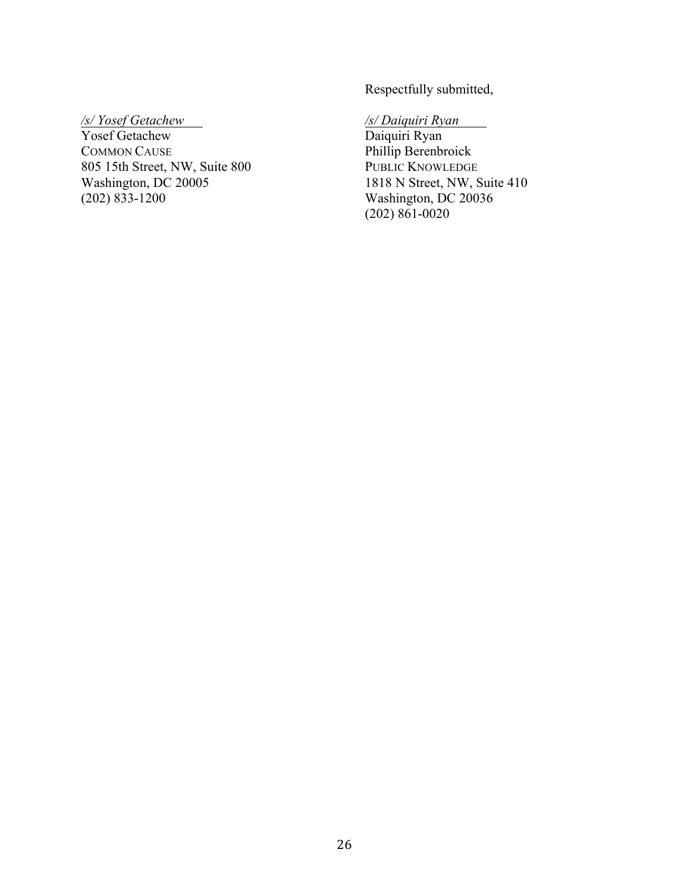Respectfully submitted,

*/s/ Yosef Getachew*
Yosef Getachew
COMMON CAUSE
805 15th Street, NW, Suite 800
Washington, DC 20005
(202) 833-1200

*/s/ Daiquiri Ryan*
Daiquiri Ryan
Phillip Berenbroick
PUBLIC KNOWLEDGE
1818 N Street, NW, Suite 410
Washington, DC 20036
(202) 861-0020